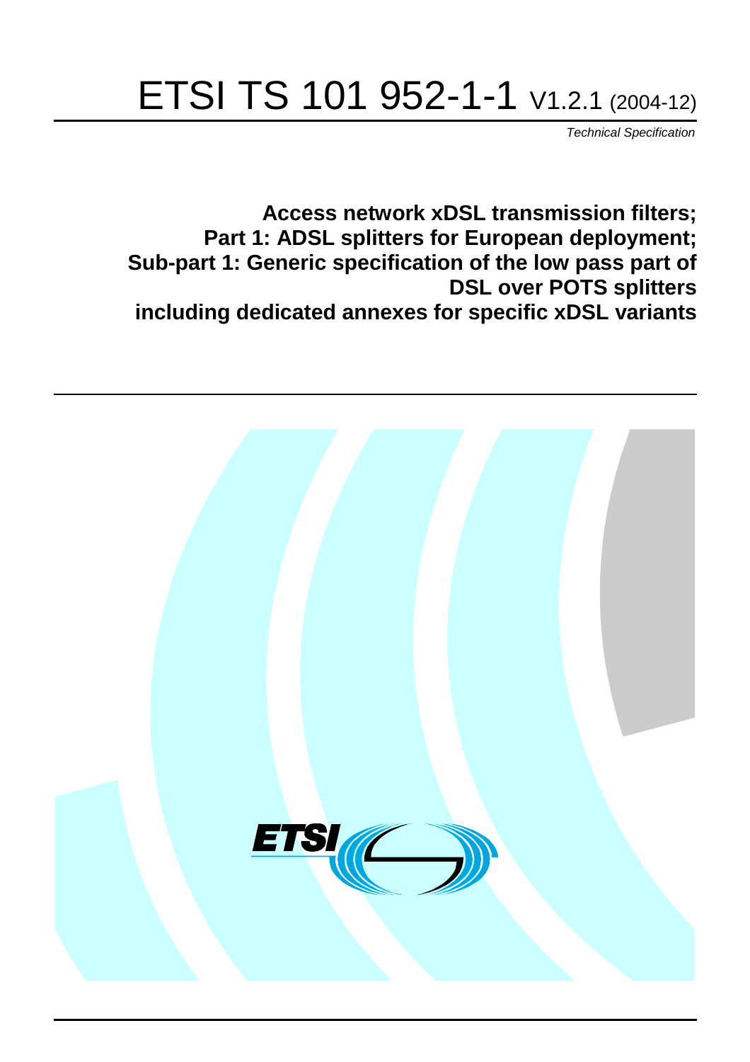# ETSI TS 101 952-1-1 V1.2.1 (2004-12)

*Technical Specification*

**Access network xDSL transmission filters;**
**Part 1: ADSL splitters for European deployment;**
**Sub-part 1: Generic specification of the low pass part of DSL over POTS splitters**
**including dedicated annexes for specific xDSL variants**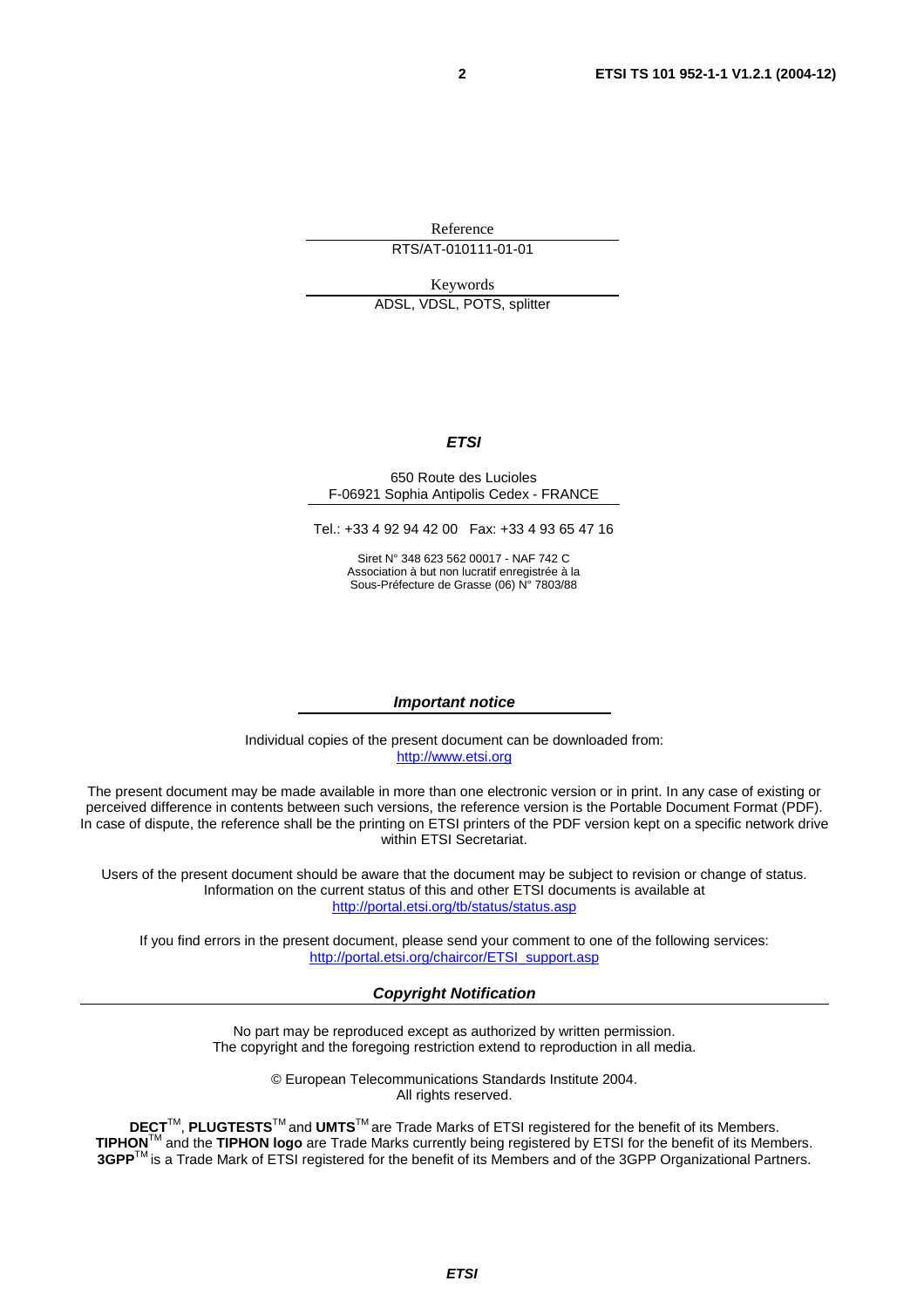Reference

RTS/AT-010111-01-01

Keywords

ADSL, VDSL, POTS, splitter

***ETSI***

650 Route des Lucioles
F-06921 Sophia Antipolis Cedex - FRANCE

Tel.: +33 4 92 94 42 00 Fax: +33 4 93 65 47 16

Siret N° 348 623 562 00017 - NAF 742 C
Association à but non lucratif enregistrée à la
Sous-Préfecture de Grasse (06) N° 7803/88

***Important notice***

Individual copies of the present document can be downloaded from:
http://www.etsi.org

The present document may be made available in more than one electronic version or in print. In any case of existing or perceived difference in contents between such versions, the reference version is the Portable Document Format (PDF). In case of dispute, the reference shall be the printing on ETSI printers of the PDF version kept on a specific network drive within ETSI Secretariat.

Users of the present document should be aware that the document may be subject to revision or change of status. Information on the current status of this and other ETSI documents is available at
http://portal.etsi.org/tb/status/status.asp

If you find errors in the present document, please send your comment to one of the following services:
http://portal.etsi.org/chaircor/ETSI_support.asp

***Copyright Notification***

No part may be reproduced except as authorized by written permission.
The copyright and the foregoing restriction extend to reproduction in all media.

© European Telecommunications Standards Institute 2004.
All rights reserved.

**DECT**TM, **PLUGTESTS**TM and **UMTS**TM are Trade Marks of ETSI registered for the benefit of its Members.
**TIPHON**TM and the **TIPHON logo** are Trade Marks currently being registered by ETSI for the benefit of its Members.
**3GPP**TM is a Trade Mark of ETSI registered for the benefit of its Members and of the 3GPP Organizational Partners.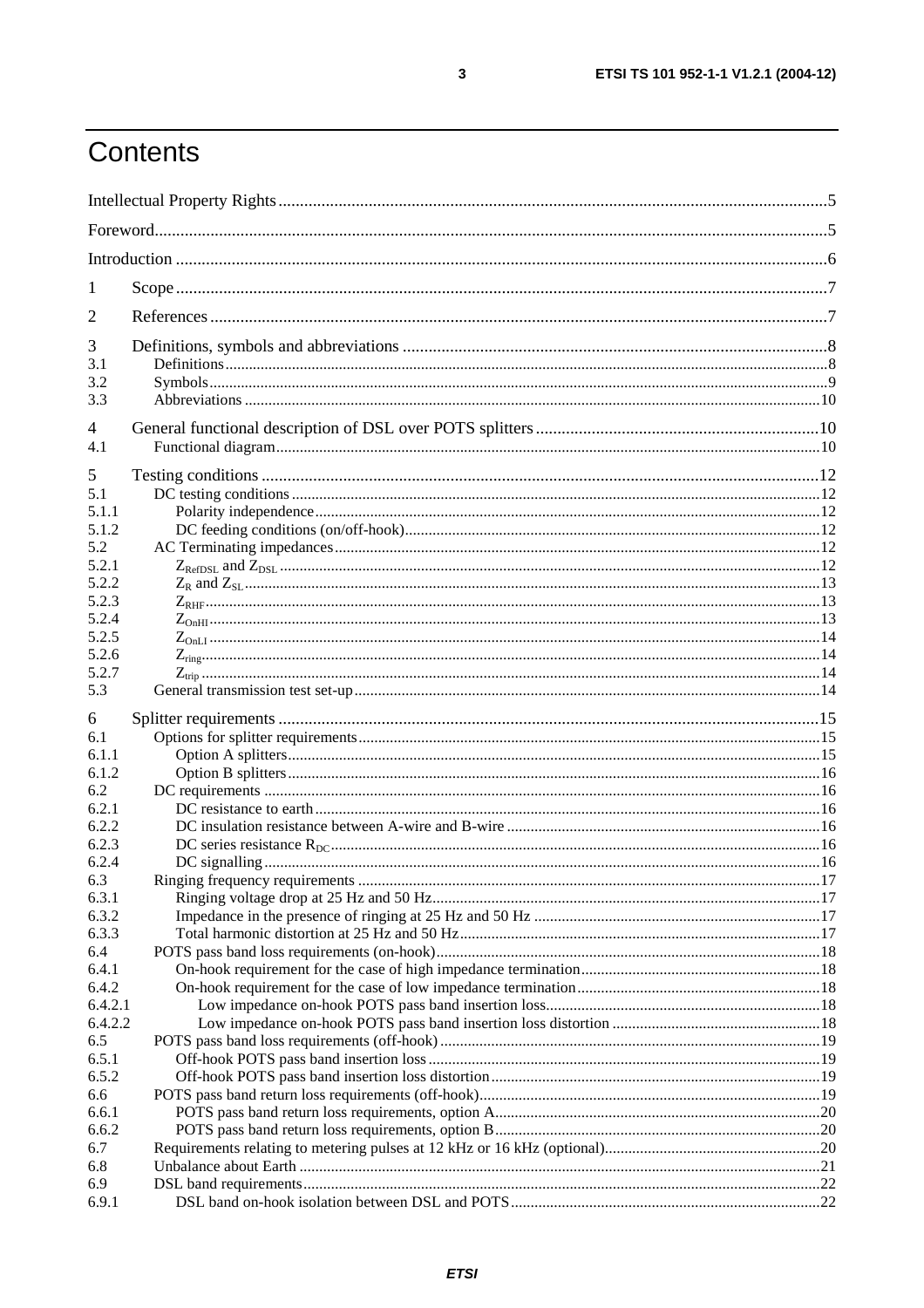# Contents

Intellectual Property Rights ....................................................................................................................................5

Foreword.................................................................................................................................................................5

Introduction ............................................................................................................................................................6

1 Scope ...................................................................................................................................................................7

2 References ..........................................................................................................................................................7

3 Definitions, symbols and abbreviations ..............................................................................................................8
3.1 Definitions..........................................................................................................................................................8
3.2 Symbols..............................................................................................................................................................9
3.3 Abbreviations ....................................................................................................................................................10

4 General functional description of DSL over POTS splitters ..............................................................................10
4.1 Functional diagram............................................................................................................................................10

5 Testing conditions ..............................................................................................................................................12
5.1 DC testing conditions ........................................................................................................................................12
5.1.1 Polarity independence ....................................................................................................................................12
5.1.2 DC feeding conditions (on/off-hook)..............................................................................................................12
5.2 AC Terminating impedances..............................................................................................................................12
5.2.1 $Z_{RefDSL}$ and $Z_{DSL}$ ..........................................................................................................................12
5.2.2 $Z_R$ and $Z_{SL}$ ............................................................................................................................................13
5.2.3 $Z_{RHF}$ ...........................................................................................................................................................13
5.2.4 $Z_{OnHI}$ ..........................................................................................................................................................13
5.2.5 $Z_{OnLI}$ ..........................................................................................................................................................14
5.2.6 $Z_{ring}$ ............................................................................................................................................................14
5.2.7 $Z_{trip}$ ............................................................................................................................................................14
5.3 General transmission test set-up.........................................................................................................................14

6 Splitter requirements ...........................................................................................................................................15
6.1 Options for splitter requirements........................................................................................................................15
6.1.1 Option A splitters............................................................................................................................................15
6.1.2 Option B splitters............................................................................................................................................16
6.2 DC requirements ...............................................................................................................................................16
6.2.1 DC resistance to earth......................................................................................................................................16
6.2.2 DC insulation resistance between A-wire and B-wire ....................................................................................16
6.2.3 DC series resistance $R_{DC}$ ...........................................................................................................................16
6.2.4 DC signalling...................................................................................................................................................16
6.3 Ringing frequency requirements ........................................................................................................................17
6.3.1 Ringing voltage drop at 25 Hz and 50 Hz.......................................................................................................17
6.3.2 Impedance in the presence of ringing at 25 Hz and 50 Hz .............................................................................17
6.3.3 Total harmonic distortion at 25 Hz and 50 Hz................................................................................................17
6.4 POTS pass band loss requirements (on-hook).....................................................................................................18
6.4.1 On-hook requirement for the case of high impedance termination..................................................................18
6.4.2 On-hook requirement for the case of low impedance termination...................................................................18
6.4.2.1 Low impedance on-hook POTS pass band insertion loss..............................................................................18
6.4.2.2 Low impedance on-hook POTS pass band insertion loss distortion ..............................................................18
6.5 POTS pass band loss requirements (off-hook) ....................................................................................................19
6.5.1 Off-hook POTS pass band insertion loss ........................................................................................................19
6.5.2 Off-hook POTS pass band insertion loss distortion ........................................................................................19
6.6 POTS pass band return loss requirements (off-hook)..........................................................................................19
6.6.1 POTS pass band return loss requirements, option A.......................................................................................20
6.6.2 POTS pass band return loss requirements, option B.......................................................................................20
6.7 Requirements relating to metering pulses at 12 kHz or 16 kHz (optional)..........................................................20
6.8 Unbalance about Earth .......................................................................................................................................21
6.9 DSL band requirements......................................................................................................................................22
6.9.1 DSL band on-hook isolation between DSL and POTS ...................................................................................22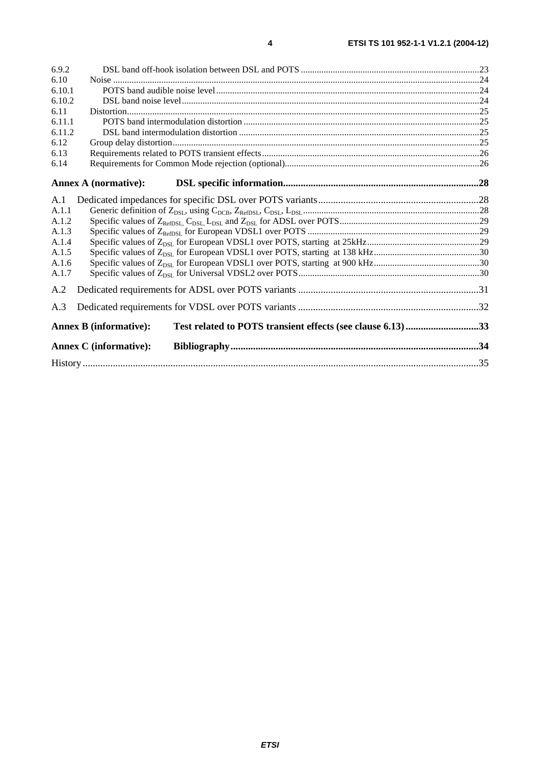6.9.2 DSL band off-hook isolation between DSL and POTS ....................23
6.10 Noise ....................24
6.10.1 POTS band audible noise level ....................24
6.10.2 DSL band noise level ....................24
6.11 Distortion ....................25
6.11.1 POTS band intermodulation distortion ....................25
6.11.2 DSL band intermodulation distortion ....................25
6.12 Group delay distortion ....................25
6.13 Requirements related to POTS transient effects ....................26
6.14 Requirements for Common Mode rejection (optional) ....................26

**Annex A (normative): DSL specific information ....................28**

A.1 Dedicated impedances for specific DSL over POTS variants ....................28
A.1.1 Generic definition of $Z_{DSL}$, using $C_{DCB}$, $Z_{RefDSL}$, $C_{DSL}$, $L_{DSL}$ ....................28
A.1.2 Specific values of $Z_{RefDSL}$, $C_{DSL}$, $L_{DSL}$ and $Z_{DSL}$ for ADSL over POTS ....................29
A.1.3 Specific values of $Z_{RefDSL}$ for European VDSL1 over POTS ....................29
A.1.4 Specific values of $Z_{DSL}$ for European VDSL1 over POTS, starting at 25kHz ....................29
A.1.5 Specific values of $Z_{DSL}$ for European VDSL1 over POTS, starting at 138 kHz ....................30
A.1.6 Specific values of $Z_{DSL}$ for European VDSL1 over POTS, starting at 900 kHz ....................30
A.1.7 Specific values of $Z_{DSL}$ for Universal VDSL2 over POTS ....................30

A.2 Dedicated requirements for ADSL over POTS variants ....................31

A.3 Dedicated requirements for VDSL over POTS variants ....................32

**Annex B (informative): Test related to POTS transient effects (see clause 6.13) ....................33**

**Annex C (informative): Bibliography ....................34**

History ....................35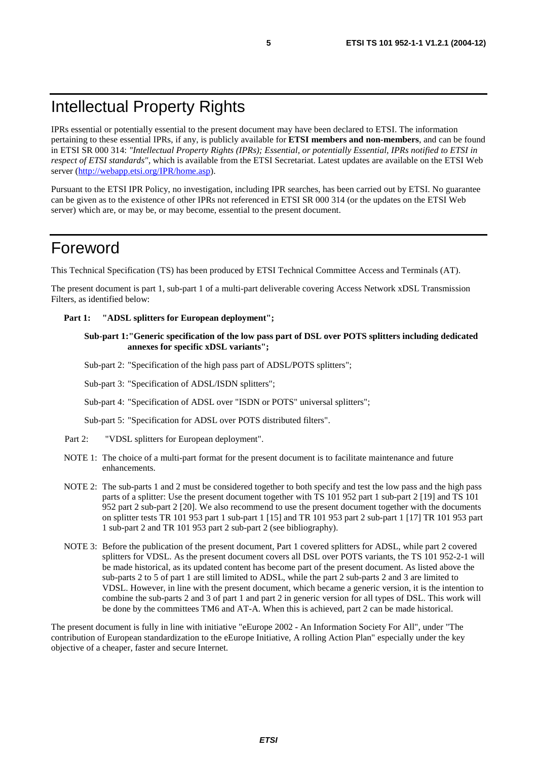# Intellectual Property Rights

IPRs essential or potentially essential to the present document may have been declared to ETSI. The information pertaining to these essential IPRs, if any, is publicly available for **ETSI members and non-members**, and can be found in ETSI SR 000 314: *"Intellectual Property Rights (IPRs); Essential, or potentially Essential, IPRs notified to ETSI in respect of ETSI standards"*, which is available from the ETSI Secretariat. Latest updates are available on the ETSI Web server (http://webapp.etsi.org/IPR/home.asp).

Pursuant to the ETSI IPR Policy, no investigation, including IPR searches, has been carried out by ETSI. No guarantee can be given as to the existence of other IPRs not referenced in ETSI SR 000 314 (or the updates on the ETSI Web server) which are, or may be, or may become, essential to the present document.

# Foreword

This Technical Specification (TS) has been produced by ETSI Technical Committee Access and Terminals (AT).

The present document is part 1, sub-part 1 of a multi-part deliverable covering Access Network xDSL Transmission Filters, as identified below:

**Part 1: "ADSL splitters for European deployment";**

> **Sub-part 1: "Generic specification of the low pass part of DSL over POTS splitters including dedicated annexes for specific xDSL variants";**
>
> Sub-part 2: "Specification of the high pass part of ADSL/POTS splitters";
>
> Sub-part 3: "Specification of ADSL/ISDN splitters";
>
> Sub-part 4: "Specification of ADSL over "ISDN or POTS" universal splitters";
>
> Sub-part 5: "Specification for ADSL over POTS distributed filters".

Part 2: "VDSL splitters for European deployment".

NOTE 1: The choice of a multi-part format for the present document is to facilitate maintenance and future enhancements.

NOTE 2: The sub-parts 1 and 2 must be considered together to both specify and test the low pass and the high pass parts of a splitter: Use the present document together with TS 101 952 part 1 sub-part 2 [19] and TS 101 952 part 2 sub-part 2 [20]. We also recommend to use the present document together with the documents on splitter tests TR 101 953 part 1 sub-part 1 [15] and TR 101 953 part 2 sub-part 1 [17] TR 101 953 part 1 sub-part 2 and TR 101 953 part 2 sub-part 2 (see bibliography).

NOTE 3: Before the publication of the present document, Part 1 covered splitters for ADSL, while part 2 covered splitters for VDSL. As the present document covers all DSL over POTS variants, the TS 101 952-2-1 will be made historical, as its updated content has become part of the present document. As listed above the sub-parts 2 to 5 of part 1 are still limited to ADSL, while the part 2 sub-parts 2 and 3 are limited to VDSL. However, in line with the present document, which became a generic version, it is the intention to combine the sub-parts 2 and 3 of part 1 and part 2 in generic version for all types of DSL. This work will be done by the committees TM6 and AT-A. When this is achieved, part 2 can be made historical.

The present document is fully in line with initiative "eEurope 2002 - An Information Society For All", under "The contribution of European standardization to the eEurope Initiative, A rolling Action Plan" especially under the key objective of a cheaper, faster and secure Internet.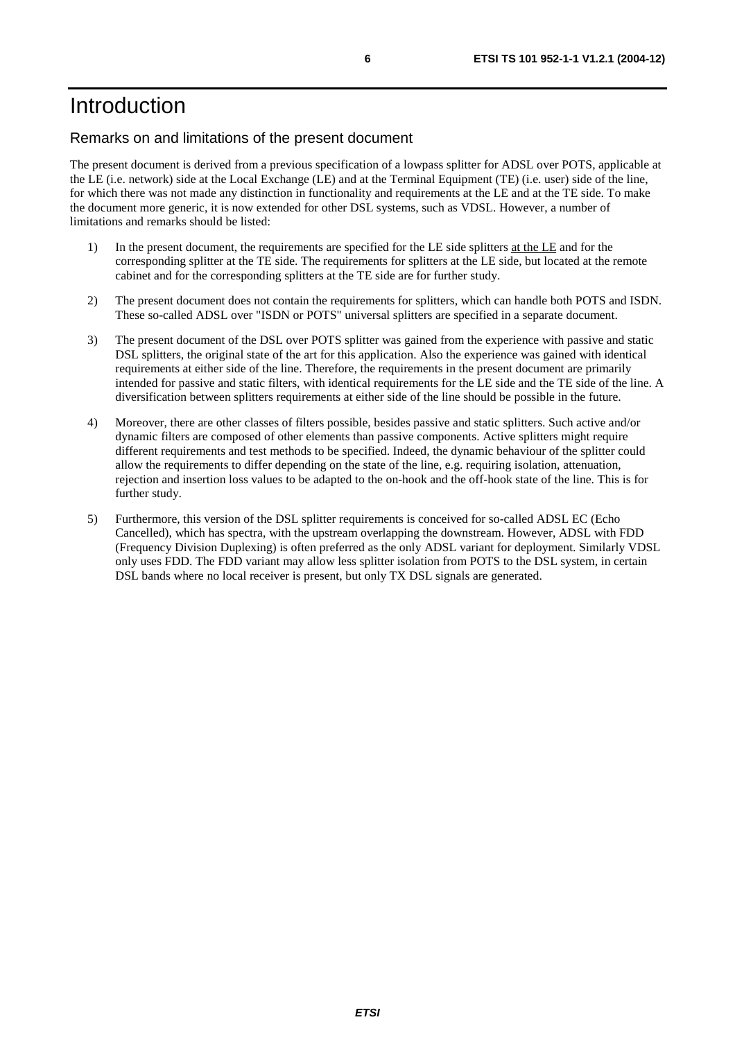# Introduction

## Remarks on and limitations of the present document

The present document is derived from a previous specification of a lowpass splitter for ADSL over POTS, applicable at the LE (i.e. network) side at the Local Exchange (LE) and at the Terminal Equipment (TE) (i.e. user) side of the line, for which there was not made any distinction in functionality and requirements at the LE and at the TE side. To make the document more generic, it is now extended for other DSL systems, such as VDSL. However, a number of limitations and remarks should be listed:

1) In the present document, the requirements are specified for the LE side splitters <u>at the LE</u> and for the corresponding splitter at the TE side. The requirements for splitters at the LE side, but located at the remote cabinet and for the corresponding splitters at the TE side are for further study.

2) The present document does not contain the requirements for splitters, which can handle both POTS and ISDN. These so-called ADSL over "ISDN or POTS" universal splitters are specified in a separate document.

3) The present document of the DSL over POTS splitter was gained from the experience with passive and static DSL splitters, the original state of the art for this application. Also the experience was gained with identical requirements at either side of the line. Therefore, the requirements in the present document are primarily intended for passive and static filters, with identical requirements for the LE side and the TE side of the line. A diversification between splitters requirements at either side of the line should be possible in the future.

4) Moreover, there are other classes of filters possible, besides passive and static splitters. Such active and/or dynamic filters are composed of other elements than passive components. Active splitters might require different requirements and test methods to be specified. Indeed, the dynamic behaviour of the splitter could allow the requirements to differ depending on the state of the line, e.g. requiring isolation, attenuation, rejection and insertion loss values to be adapted to the on-hook and the off-hook state of the line. This is for further study.

5) Furthermore, this version of the DSL splitter requirements is conceived for so-called ADSL EC (Echo Cancelled), which has spectra, with the upstream overlapping the downstream. However, ADSL with FDD (Frequency Division Duplexing) is often preferred as the only ADSL variant for deployment. Similarly VDSL only uses FDD. The FDD variant may allow less splitter isolation from POTS to the DSL system, in certain DSL bands where no local receiver is present, but only TX DSL signals are generated.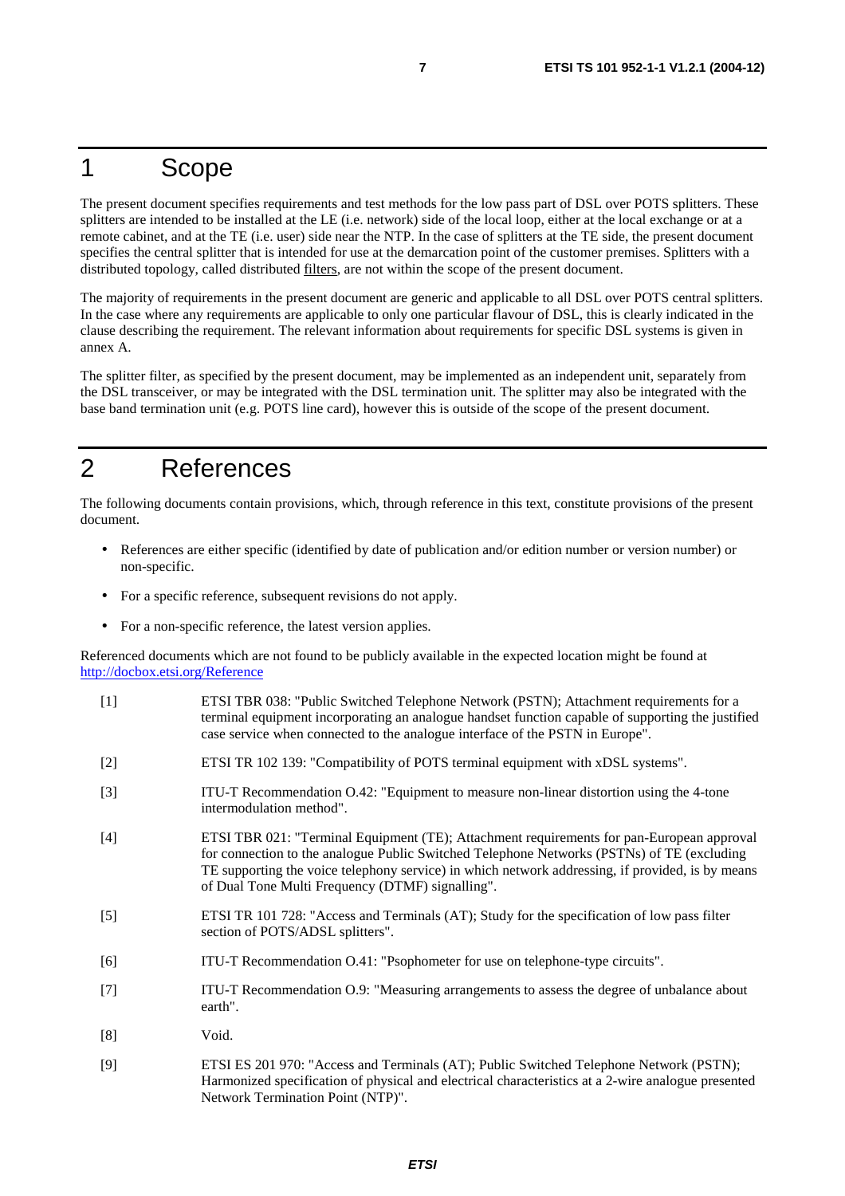# 1 Scope

The present document specifies requirements and test methods for the low pass part of DSL over POTS splitters. These splitters are intended to be installed at the LE (i.e. network) side of the local loop, either at the local exchange or at a remote cabinet, and at the TE (i.e. user) side near the NTP. In the case of splitters at the TE side, the present document specifies the central splitter that is intended for use at the demarcation point of the customer premises. Splitters with a distributed topology, called distributed filters, are not within the scope of the present document.

The majority of requirements in the present document are generic and applicable to all DSL over POTS central splitters. In the case where any requirements are applicable to only one particular flavour of DSL, this is clearly indicated in the clause describing the requirement. The relevant information about requirements for specific DSL systems is given in annex A.

The splitter filter, as specified by the present document, may be implemented as an independent unit, separately from the DSL transceiver, or may be integrated with the DSL termination unit. The splitter may also be integrated with the base band termination unit (e.g. POTS line card), however this is outside of the scope of the present document.

# 2 References

The following documents contain provisions, which, through reference in this text, constitute provisions of the present document.

- References are either specific (identified by date of publication and/or edition number or version number) or non-specific.
- For a specific reference, subsequent revisions do not apply.
- For a non-specific reference, the latest version applies.

Referenced documents which are not found to be publicly available in the expected location might be found at http://docbox.etsi.org/Reference

[1] ETSI TBR 038: "Public Switched Telephone Network (PSTN); Attachment requirements for a terminal equipment incorporating an analogue handset function capable of supporting the justified case service when connected to the analogue interface of the PSTN in Europe".

[2] ETSI TR 102 139: "Compatibility of POTS terminal equipment with xDSL systems".

[3] ITU-T Recommendation O.42: "Equipment to measure non-linear distortion using the 4-tone intermodulation method".

[4] ETSI TBR 021: "Terminal Equipment (TE); Attachment requirements for pan-European approval for connection to the analogue Public Switched Telephone Networks (PSTNs) of TE (excluding TE supporting the voice telephony service) in which network addressing, if provided, is by means of Dual Tone Multi Frequency (DTMF) signalling".

[5] ETSI TR 101 728: "Access and Terminals (AT); Study for the specification of low pass filter section of POTS/ADSL splitters".

[6] ITU-T Recommendation O.41: "Psophometer for use on telephone-type circuits".

[7] ITU-T Recommendation O.9: "Measuring arrangements to assess the degree of unbalance about earth".

[8] Void.

[9] ETSI ES 201 970: "Access and Terminals (AT); Public Switched Telephone Network (PSTN); Harmonized specification of physical and electrical characteristics at a 2-wire analogue presented Network Termination Point (NTP)".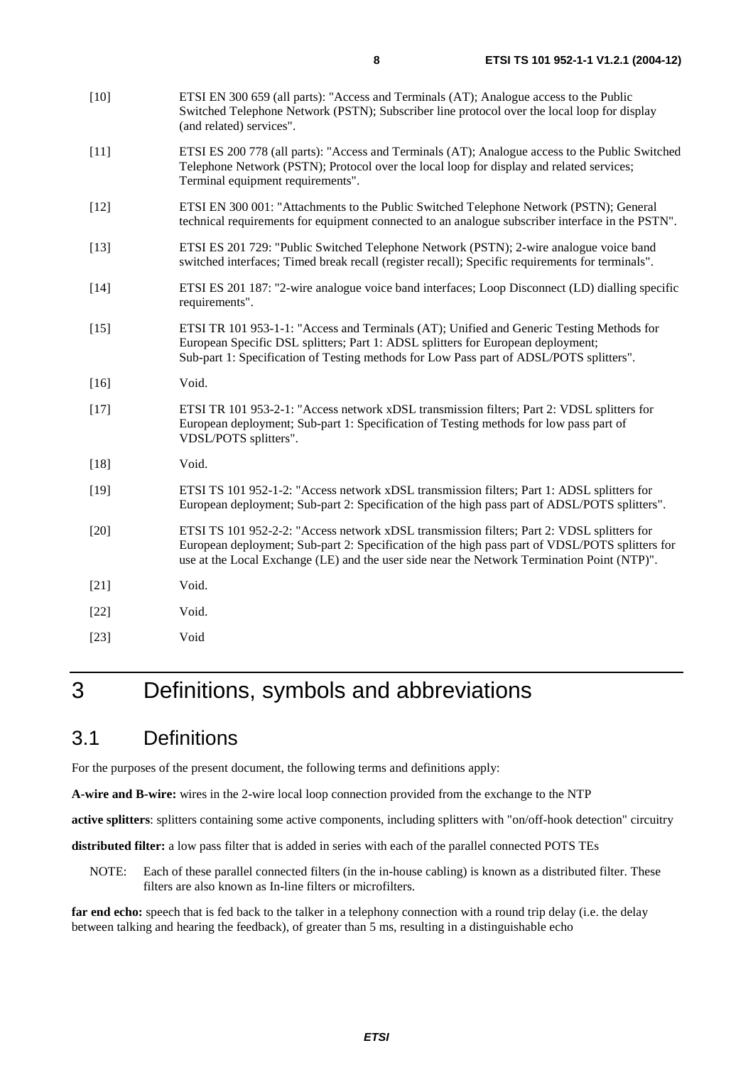[10] ETSI EN 300 659 (all parts): "Access and Terminals (AT); Analogue access to the Public Switched Telephone Network (PSTN); Subscriber line protocol over the local loop for display (and related) services".

[11] ETSI ES 200 778 (all parts): "Access and Terminals (AT); Analogue access to the Public Switched Telephone Network (PSTN); Protocol over the local loop for display and related services; Terminal equipment requirements".

[12] ETSI EN 300 001: "Attachments to the Public Switched Telephone Network (PSTN); General technical requirements for equipment connected to an analogue subscriber interface in the PSTN".

[13] ETSI ES 201 729: "Public Switched Telephone Network (PSTN); 2-wire analogue voice band switched interfaces; Timed break recall (register recall); Specific requirements for terminals".

[14] ETSI ES 201 187: "2-wire analogue voice band interfaces; Loop Disconnect (LD) dialling specific requirements".

[15] ETSI TR 101 953-1-1: "Access and Terminals (AT); Unified and Generic Testing Methods for European Specific DSL splitters; Part 1: ADSL splitters for European deployment; Sub-part 1: Specification of Testing methods for Low Pass part of ADSL/POTS splitters".

[16] Void.

[17] ETSI TR 101 953-2-1: "Access network xDSL transmission filters; Part 2: VDSL splitters for European deployment; Sub-part 1: Specification of Testing methods for low pass part of VDSL/POTS splitters".

[18] Void.

[19] ETSI TS 101 952-1-2: "Access network xDSL transmission filters; Part 1: ADSL splitters for European deployment; Sub-part 2: Specification of the high pass part of ADSL/POTS splitters".

[20] ETSI TS 101 952-2-2: "Access network xDSL transmission filters; Part 2: VDSL splitters for European deployment; Sub-part 2: Specification of the high pass part of VDSL/POTS splitters for use at the Local Exchange (LE) and the user side near the Network Termination Point (NTP)".

[21] Void.

[22] Void.

[23] Void

# 3 Definitions, symbols and abbreviations

## 3.1 Definitions

For the purposes of the present document, the following terms and definitions apply:

**A-wire and B-wire:** wires in the 2-wire local loop connection provided from the exchange to the NTP

**active splitters**: splitters containing some active components, including splitters with "on/off-hook detection" circuitry

**distributed filter:** a low pass filter that is added in series with each of the parallel connected POTS TEs

NOTE: Each of these parallel connected filters (in the in-house cabling) is known as a distributed filter. These filters are also known as In-line filters or microfilters.

**far end echo:** speech that is fed back to the talker in a telephony connection with a round trip delay (i.e. the delay between talking and hearing the feedback), of greater than 5 ms, resulting in a distinguishable echo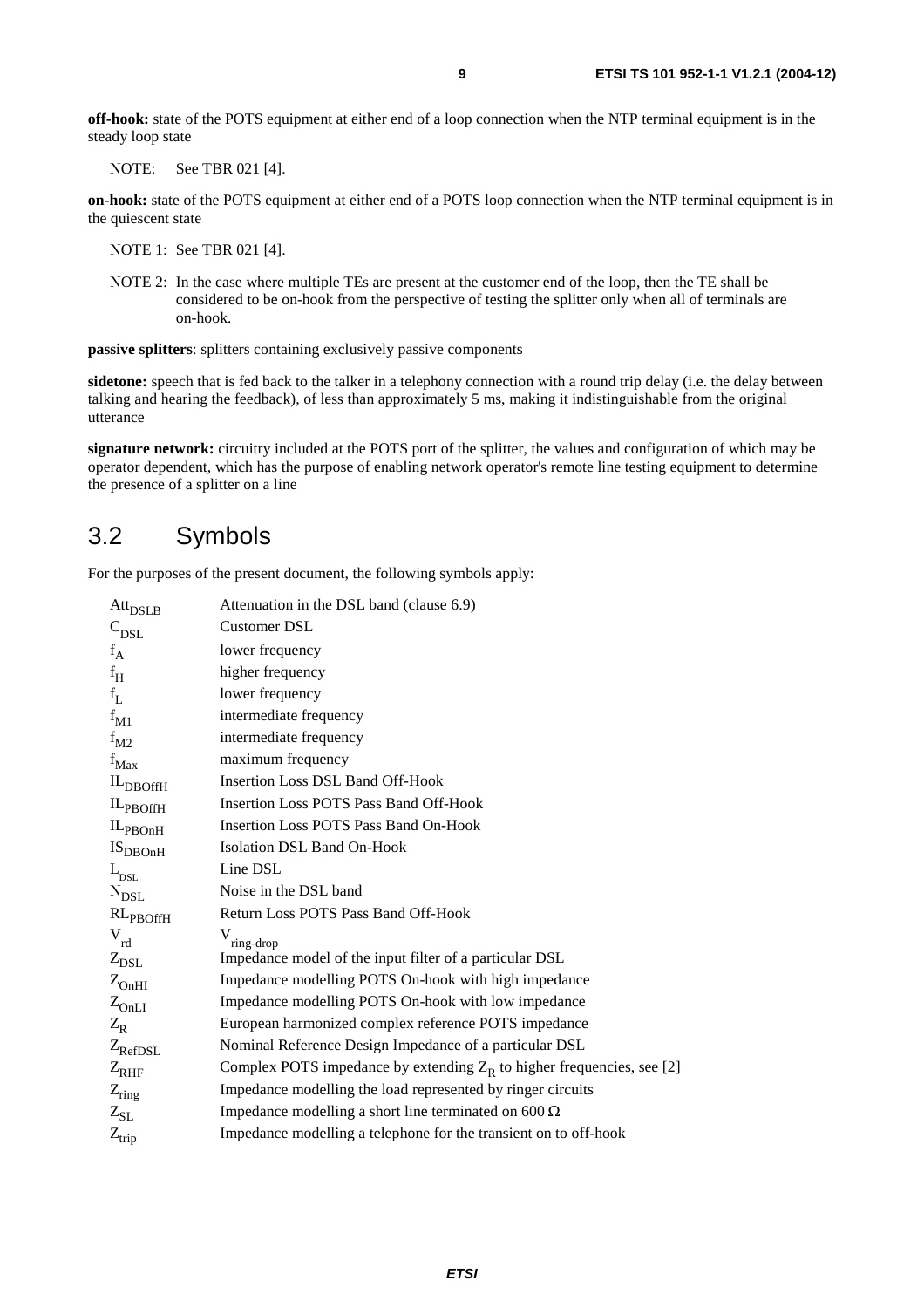**off-hook:** state of the POTS equipment at either end of a loop connection when the NTP terminal equipment is in the steady loop state

NOTE: See TBR 021 [4].

**on-hook:** state of the POTS equipment at either end of a POTS loop connection when the NTP terminal equipment is in the quiescent state

NOTE 1: See TBR 021 [4].

NOTE 2: In the case where multiple TEs are present at the customer end of the loop, then the TE shall be considered to be on-hook from the perspective of testing the splitter only when all of terminals are on-hook.

**passive splitters**: splitters containing exclusively passive components

**sidetone:** speech that is fed back to the talker in a telephony connection with a round trip delay (i.e. the delay between talking and hearing the feedback), of less than approximately 5 ms, making it indistinguishable from the original utterance

**signature network:** circuitry included at the POTS port of the splitter, the values and configuration of which may be operator dependent, which has the purpose of enabling network operator's remote line testing equipment to determine the presence of a splitter on a line

## 3.2 Symbols

For the purposes of the present document, the following symbols apply:

| | |
|---|---|
| $Att_{DSLB}$ | Attenuation in the DSL band (clause 6.9) |
| $C_{DSL}$ | Customer DSL |
| $f_A$ | lower frequency |
| $f_H$ | higher frequency |
| $f_L$ | lower frequency |
| $f_{M1}$ | intermediate frequency |
| $f_{M2}$ | intermediate frequency |
| $f_{Max}$ | maximum frequency |
| $IL_{DBOffH}$ | Insertion Loss DSL Band Off-Hook |
| $IL_{PBOffH}$ | Insertion Loss POTS Pass Band Off-Hook |
| $IL_{PBOnH}$ | Insertion Loss POTS Pass Band On-Hook |
| $IS_{DBOnH}$ | Isolation DSL Band On-Hook |
| $L_{DSL}$ | Line DSL |
| $N_{DSL}$ | Noise in the DSL band |
| $RL_{PBOffH}$ | Return Loss POTS Pass Band Off-Hook |
| $V_{rd}$ | $V_{ring\text{-}drop}$ |
| $Z_{DSL}$ | Impedance model of the input filter of a particular DSL |
| $Z_{OnHI}$ | Impedance modelling POTS On-hook with high impedance |
| $Z_{OnLI}$ | Impedance modelling POTS On-hook with low impedance |
| $Z_R$ | European harmonized complex reference POTS impedance |
| $Z_{RefDSL}$ | Nominal Reference Design Impedance of a particular DSL |
| $Z_{RHF}$ | Complex POTS impedance by extending $Z_R$ to higher frequencies, see [2] |
| $Z_{ring}$ | Impedance modelling the load represented by ringer circuits |
| $Z_{SL}$ | Impedance modelling a short line terminated on 600 $\Omega$ |
| $Z_{trip}$ | Impedance modelling a telephone for the transient on to off-hook |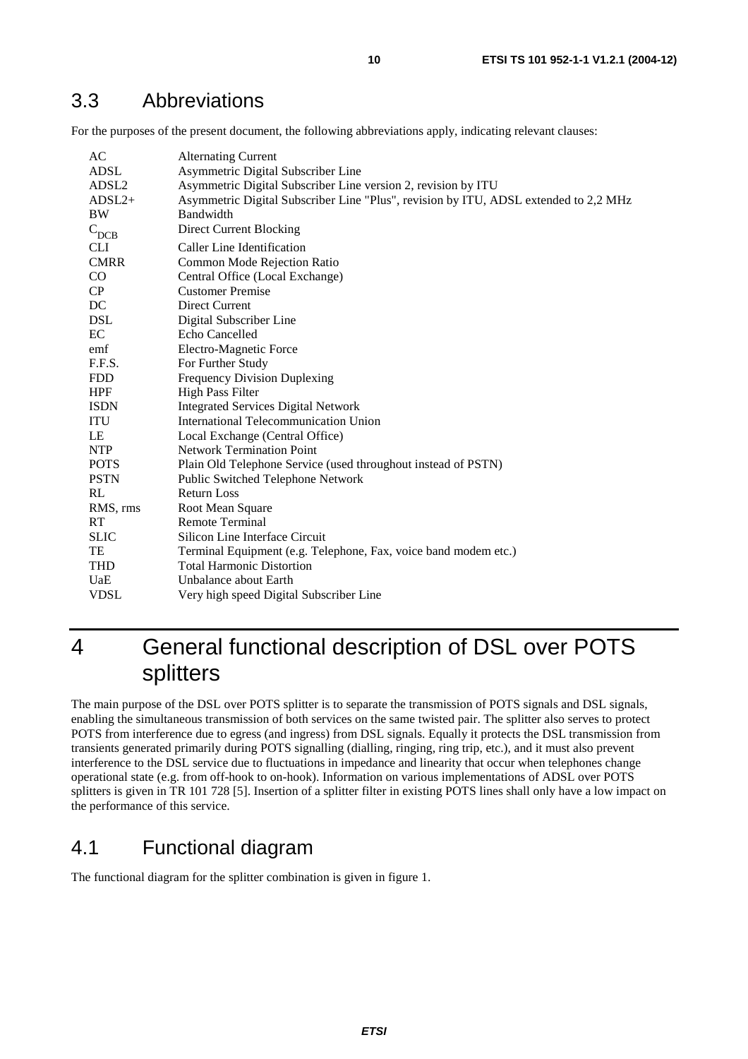## 3.3 Abbreviations

For the purposes of the present document, the following abbreviations apply, indicating relevant clauses:

| | |
|---|---|
| AC | Alternating Current |
| ADSL | Asymmetric Digital Subscriber Line |
| ADSL2 | Asymmetric Digital Subscriber Line version 2, revision by ITU |
| ADSL2+ | Asymmetric Digital Subscriber Line "Plus", revision by ITU, ADSL extended to 2,2 MHz |
| BW | Bandwidth |
| $C_{DCB}$ | Direct Current Blocking |
| CLI | Caller Line Identification |
| CMRR | Common Mode Rejection Ratio |
| CO | Central Office (Local Exchange) |
| CP | Customer Premise |
| DC | Direct Current |
| DSL | Digital Subscriber Line |
| EC | Echo Cancelled |
| emf | Electro-Magnetic Force |
| F.F.S. | For Further Study |
| FDD | Frequency Division Duplexing |
| HPF | High Pass Filter |
| ISDN | Integrated Services Digital Network |
| ITU | International Telecommunication Union |
| LE | Local Exchange (Central Office) |
| NTP | Network Termination Point |
| POTS | Plain Old Telephone Service (used throughout instead of PSTN) |
| PSTN | Public Switched Telephone Network |
| RL | Return Loss |
| RMS, rms | Root Mean Square |
| RT | Remote Terminal |
| SLIC | Silicon Line Interface Circuit |
| TE | Terminal Equipment (e.g. Telephone, Fax, voice band modem etc.) |
| THD | Total Harmonic Distortion |
| UaE | Unbalance about Earth |
| VDSL | Very high speed Digital Subscriber Line |

# 4 General functional description of DSL over POTS splitters

The main purpose of the DSL over POTS splitter is to separate the transmission of POTS signals and DSL signals, enabling the simultaneous transmission of both services on the same twisted pair. The splitter also serves to protect POTS from interference due to egress (and ingress) from DSL signals. Equally it protects the DSL transmission from transients generated primarily during POTS signalling (dialling, ringing, ring trip, etc.), and it must also prevent interference to the DSL service due to fluctuations in impedance and linearity that occur when telephones change operational state (e.g. from off-hook to on-hook). Information on various implementations of ADSL over POTS splitters is given in TR 101 728 [5]. Insertion of a splitter filter in existing POTS lines shall only have a low impact on the performance of this service.

## 4.1 Functional diagram

The functional diagram for the splitter combination is given in figure 1.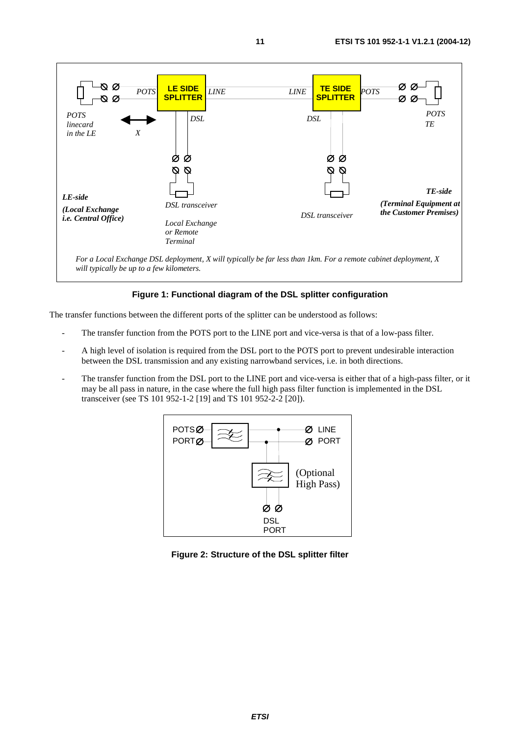**Figure 1: Functional diagram of the DSL splitter configuration**

The transfer functions between the different ports of the splitter can be understood as follows:

- The transfer function from the POTS port to the LINE port and vice-versa is that of a low-pass filter.
- A high level of isolation is required from the DSL port to the POTS port to prevent undesirable interaction between the DSL transmission and any existing narrowband services, i.e. in both directions.
- The transfer function from the DSL port to the LINE port and vice-versa is either that of a high-pass filter, or it may be all pass in nature, in the case where the full high pass filter function is implemented in the DSL transceiver (see TS 101 952-1-2 [19] and TS 101 952-2-2 [20]).

**Figure 2: Structure of the DSL splitter filter**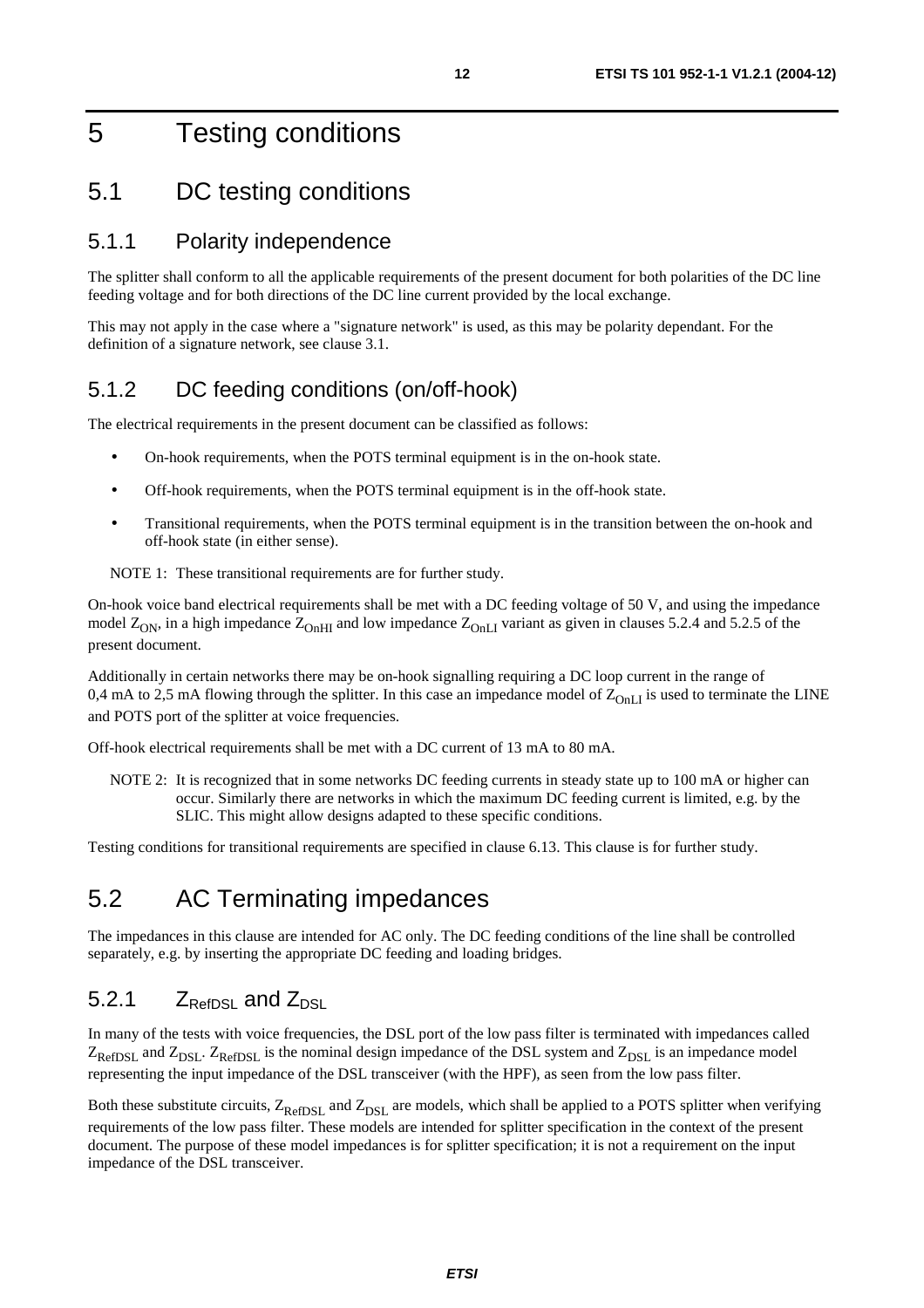# 5 Testing conditions

## 5.1 DC testing conditions

### 5.1.1 Polarity independence

The splitter shall conform to all the applicable requirements of the present document for both polarities of the DC line feeding voltage and for both directions of the DC line current provided by the local exchange.

This may not apply in the case where a "signature network" is used, as this may be polarity dependant. For the definition of a signature network, see clause 3.1.

### 5.1.2 DC feeding conditions (on/off-hook)

The electrical requirements in the present document can be classified as follows:

- On-hook requirements, when the POTS terminal equipment is in the on-hook state.
- Off-hook requirements, when the POTS terminal equipment is in the off-hook state.
- Transitional requirements, when the POTS terminal equipment is in the transition between the on-hook and off-hook state (in either sense).

NOTE 1: These transitional requirements are for further study.

On-hook voice band electrical requirements shall be met with a DC feeding voltage of 50 V, and using the impedance model $Z_{ON}$, in a high impedance $Z_{OnHI}$ and low impedance $Z_{OnLI}$ variant as given in clauses 5.2.4 and 5.2.5 of the present document.

Additionally in certain networks there may be on-hook signalling requiring a DC loop current in the range of 0,4 mA to 2,5 mA flowing through the splitter. In this case an impedance model of $Z_{OnLI}$ is used to terminate the LINE and POTS port of the splitter at voice frequencies.

Off-hook electrical requirements shall be met with a DC current of 13 mA to 80 mA.

NOTE 2: It is recognized that in some networks DC feeding currents in steady state up to 100 mA or higher can occur. Similarly there are networks in which the maximum DC feeding current is limited, e.g. by the SLIC. This might allow designs adapted to these specific conditions.

Testing conditions for transitional requirements are specified in clause 6.13. This clause is for further study.

## 5.2 AC Terminating impedances

The impedances in this clause are intended for AC only. The DC feeding conditions of the line shall be controlled separately, e.g. by inserting the appropriate DC feeding and loading bridges.

### 5.2.1 $Z_{RefDSL}$ and $Z_{DSL}$

In many of the tests with voice frequencies, the DSL port of the low pass filter is terminated with impedances called $Z_{RefDSL}$ and $Z_{DSL}$. $Z_{RefDSL}$ is the nominal design impedance of the DSL system and $Z_{DSL}$ is an impedance model representing the input impedance of the DSL transceiver (with the HPF), as seen from the low pass filter.

Both these substitute circuits, $Z_{RefDSL}$ and $Z_{DSL}$ are models, which shall be applied to a POTS splitter when verifying requirements of the low pass filter. These models are intended for splitter specification in the context of the present document. The purpose of these model impedances is for splitter specification; it is not a requirement on the input impedance of the DSL transceiver.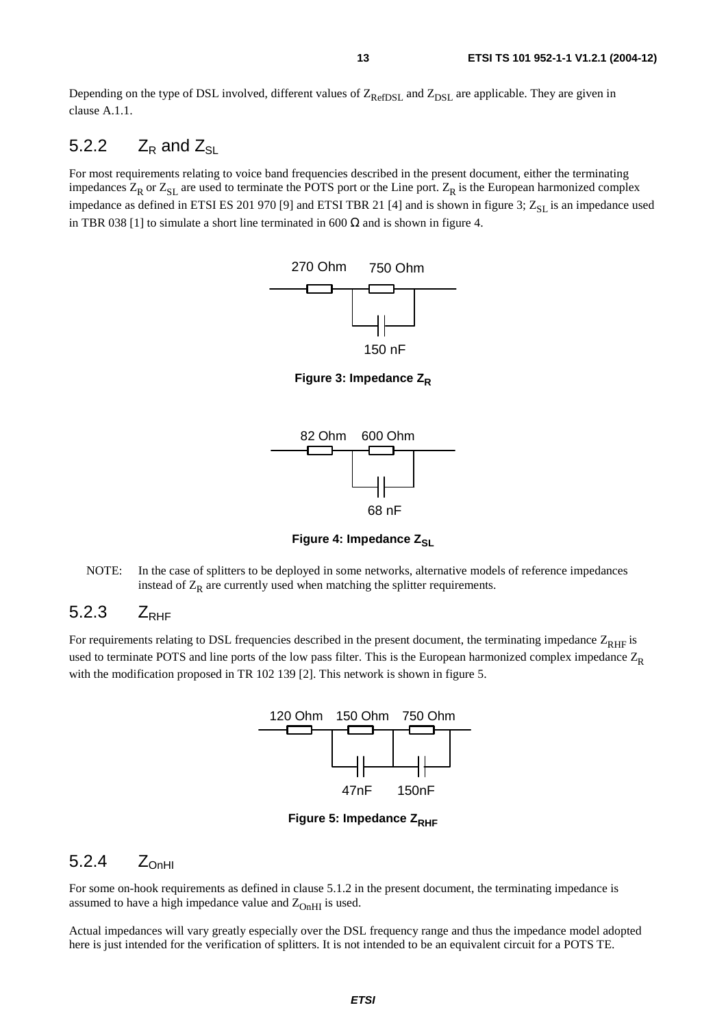Depending on the type of DSL involved, different values of $Z_{RefDSL}$ and $Z_{DSL}$ are applicable. They are given in clause A.1.1.

### 5.2.2 $Z_R$ and $Z_{SL}$

For most requirements relating to voice band frequencies described in the present document, either the terminating impedances $Z_R$ or $Z_{SL}$ are used to terminate the POTS port or the Line port. $Z_R$ is the European harmonized complex impedance as defined in ETSI ES 201 970 [9] and ETSI TBR 21 [4] and is shown in figure 3; $Z_{SL}$ is an impedance used in TBR 038 [1] to simulate a short line terminated in 600 Ω and is shown in figure 4.

270 Ohm 750 Ohm

150 nF

**Figure 3: Impedance $Z_R$**

82 Ohm 600 Ohm

68 nF

**Figure 4: Impedance $Z_{SL}$**

NOTE: In the case of splitters to be deployed in some networks, alternative models of reference impedances instead of $Z_R$ are currently used when matching the splitter requirements.

### 5.2.3 $Z_{RHF}$

For requirements relating to DSL frequencies described in the present document, the terminating impedance $Z_{RHF}$ is used to terminate POTS and line ports of the low pass filter. This is the European harmonized complex impedance $Z_R$ with the modification proposed in TR 102 139 [2]. This network is shown in figure 5.

120 Ohm 150 Ohm 750 Ohm

47nF 150nF

**Figure 5: Impedance $Z_{RHF}$**

### 5.2.4 $Z_{OnHI}$

For some on-hook requirements as defined in clause 5.1.2 in the present document, the terminating impedance is assumed to have a high impedance value and $Z_{OnHI}$ is used.

Actual impedances will vary greatly especially over the DSL frequency range and thus the impedance model adopted here is just intended for the verification of splitters. It is not intended to be an equivalent circuit for a POTS TE.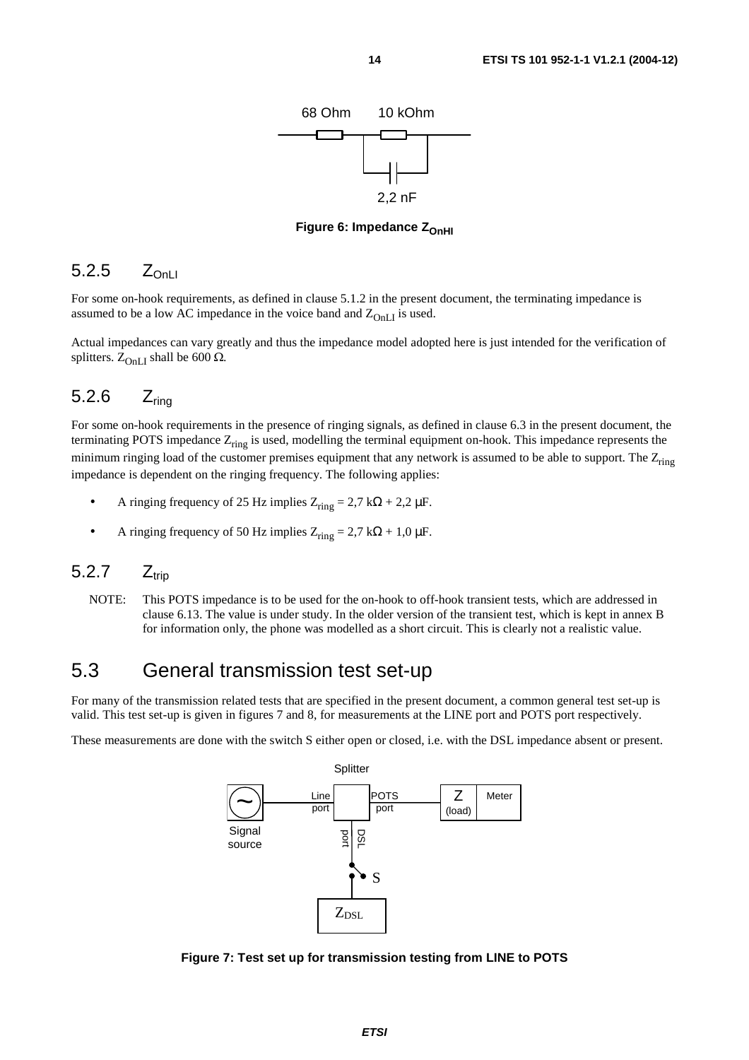Figure 6: Impedance $Z_{OnHI}$

### 5.2.5 $Z_{OnLI}$

For some on-hook requirements, as defined in clause 5.1.2 in the present document, the terminating impedance is assumed to be a low AC impedance in the voice band and $Z_{OnLI}$ is used.

Actual impedances can vary greatly and thus the impedance model adopted here is just intended for the verification of splitters. $Z_{OnLI}$ shall be 600 Ω.

### 5.2.6 $Z_{ring}$

For some on-hook requirements in the presence of ringing signals, as defined in clause 6.3 in the present document, the terminating POTS impedance $Z_{ring}$ is used, modelling the terminal equipment on-hook. This impedance represents the minimum ringing load of the customer premises equipment that any network is assumed to be able to support. The $Z_{ring}$ impedance is dependent on the ringing frequency. The following applies:

- A ringing frequency of 25 Hz implies $Z_{ring}$ = 2,7 kΩ + 2,2 μF.
- A ringing frequency of 50 Hz implies $Z_{ring}$ = 2,7 kΩ + 1,0 μF.

### 5.2.7 $Z_{trip}$

NOTE: This POTS impedance is to be used for the on-hook to off-hook transient tests, which are addressed in clause 6.13. The value is under study. In the older version of the transient test, which is kept in annex B for information only, the phone was modelled as a short circuit. This is clearly not a realistic value.

## 5.3 General transmission test set-up

For many of the transmission related tests that are specified in the present document, a common general test set-up is valid. This test set-up is given in figures 7 and 8, for measurements at the LINE port and POTS port respectively.

These measurements are done with the switch S either open or closed, i.e. with the DSL impedance absent or present.

Figure 7: Test set up for transmission testing from LINE to POTS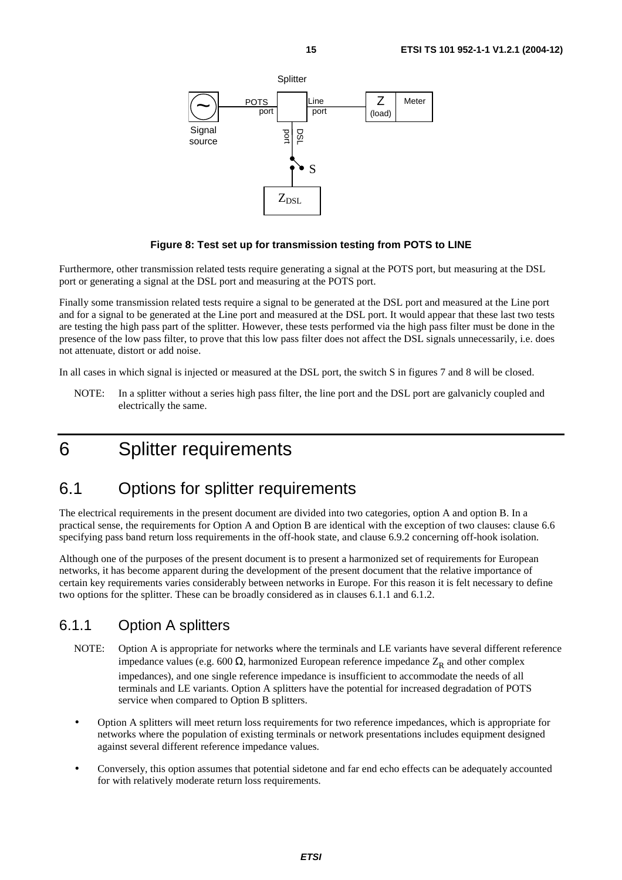Figure 8: Test set up for transmission testing from POTS to LINE

Furthermore, other transmission related tests require generating a signal at the POTS port, but measuring at the DSL port or generating a signal at the DSL port and measuring at the POTS port.

Finally some transmission related tests require a signal to be generated at the DSL port and measured at the Line port and for a signal to be generated at the Line port and measured at the DSL port. It would appear that these last two tests are testing the high pass part of the splitter. However, these tests performed via the high pass filter must be done in the presence of the low pass filter, to prove that this low pass filter does not affect the DSL signals unnecessarily, i.e. does not attenuate, distort or add noise.

In all cases in which signal is injected or measured at the DSL port, the switch S in figures 7 and 8 will be closed.

NOTE: In a splitter without a series high pass filter, the line port and the DSL port are galvanicly coupled and electrically the same.

# 6 Splitter requirements

## 6.1 Options for splitter requirements

The electrical requirements in the present document are divided into two categories, option A and option B. In a practical sense, the requirements for Option A and Option B are identical with the exception of two clauses: clause 6.6 specifying pass band return loss requirements in the off-hook state, and clause 6.9.2 concerning off-hook isolation.

Although one of the purposes of the present document is to present a harmonized set of requirements for European networks, it has become apparent during the development of the present document that the relative importance of certain key requirements varies considerably between networks in Europe. For this reason it is felt necessary to define two options for the splitter. These can be broadly considered as in clauses 6.1.1 and 6.1.2.

### 6.1.1 Option A splitters

NOTE: Option A is appropriate for networks where the terminals and LE variants have several different reference impedance values (e.g. 600 Ω, harmonized European reference impedance $Z_R$ and other complex impedances), and one single reference impedance is insufficient to accommodate the needs of all terminals and LE variants. Option A splitters have the potential for increased degradation of POTS service when compared to Option B splitters.

- Option A splitters will meet return loss requirements for two reference impedances, which is appropriate for networks where the population of existing terminals or network presentations includes equipment designed against several different reference impedance values.
- Conversely, this option assumes that potential sidetone and far end echo effects can be adequately accounted for with relatively moderate return loss requirements.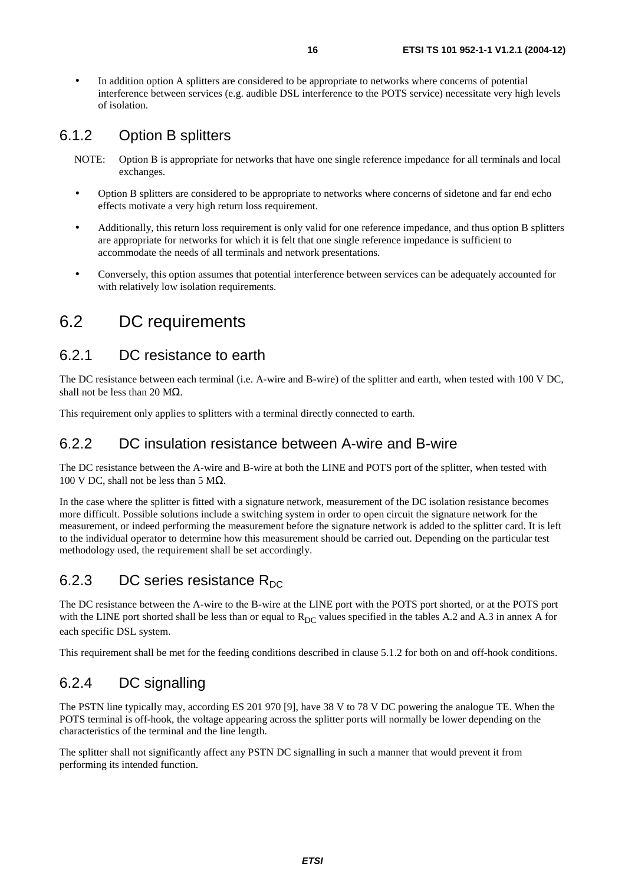- In addition option A splitters are considered to be appropriate to networks where concerns of potential interference between services (e.g. audible DSL interference to the POTS service) necessitate very high levels of isolation.

### 6.1.2 Option B splitters

NOTE: Option B is appropriate for networks that have one single reference impedance for all terminals and local exchanges.

- Option B splitters are considered to be appropriate to networks where concerns of sidetone and far end echo effects motivate a very high return loss requirement.
- Additionally, this return loss requirement is only valid for one reference impedance, and thus option B splitters are appropriate for networks for which it is felt that one single reference impedance is sufficient to accommodate the needs of all terminals and network presentations.
- Conversely, this option assumes that potential interference between services can be adequately accounted for with relatively low isolation requirements.

## 6.2 DC requirements

### 6.2.1 DC resistance to earth

The DC resistance between each terminal (i.e. A-wire and B-wire) of the splitter and earth, when tested with 100 V DC, shall not be less than 20 MΩ.

This requirement only applies to splitters with a terminal directly connected to earth.

### 6.2.2 DC insulation resistance between A-wire and B-wire

The DC resistance between the A-wire and B-wire at both the LINE and POTS port of the splitter, when tested with 100 V DC, shall not be less than 5 MΩ.

In the case where the splitter is fitted with a signature network, measurement of the DC isolation resistance becomes more difficult. Possible solutions include a switching system in order to open circuit the signature network for the measurement, or indeed performing the measurement before the signature network is added to the splitter card. It is left to the individual operator to determine how this measurement should be carried out. Depending on the particular test methodology used, the requirement shall be set accordingly.

### 6.2.3 DC series resistance $R_{DC}$

The DC resistance between the A-wire to the B-wire at the LINE port with the POTS port shorted, or at the POTS port with the LINE port shorted shall be less than or equal to $R_{DC}$ values specified in the tables A.2 and A.3 in annex A for each specific DSL system.

This requirement shall be met for the feeding conditions described in clause 5.1.2 for both on and off-hook conditions.

### 6.2.4 DC signalling

The PSTN line typically may, according ES 201 970 [9], have 38 V to 78 V DC powering the analogue TE. When the POTS terminal is off-hook, the voltage appearing across the splitter ports will normally be lower depending on the characteristics of the terminal and the line length.

The splitter shall not significantly affect any PSTN DC signalling in such a manner that would prevent it from performing its intended function.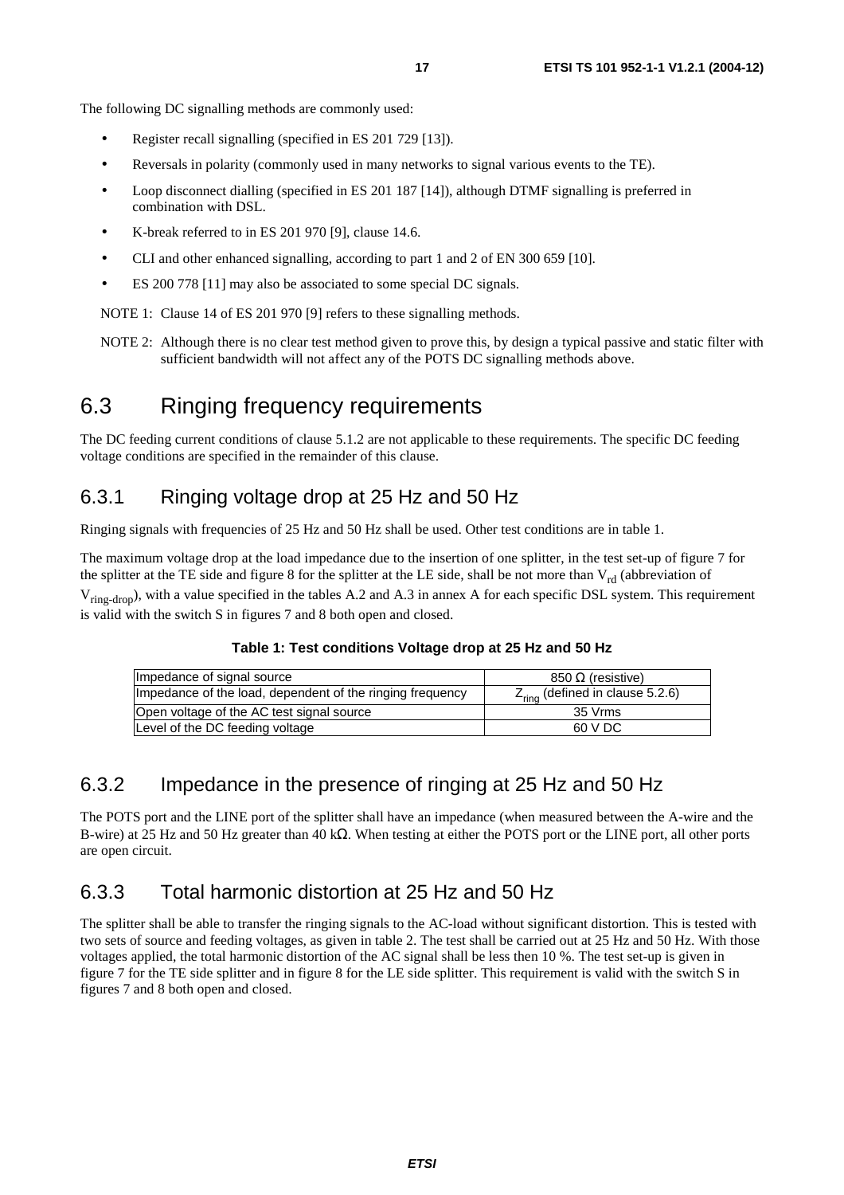The following DC signalling methods are commonly used:

- Register recall signalling (specified in ES 201 729 [13]).
- Reversals in polarity (commonly used in many networks to signal various events to the TE).
- Loop disconnect dialling (specified in ES 201 187 [14]), although DTMF signalling is preferred in combination with DSL.
- K-break referred to in ES 201 970 [9], clause 14.6.
- CLI and other enhanced signalling, according to part 1 and 2 of EN 300 659 [10].
- ES 200 778 [11] may also be associated to some special DC signals.

NOTE 1: Clause 14 of ES 201 970 [9] refers to these signalling methods.

NOTE 2: Although there is no clear test method given to prove this, by design a typical passive and static filter with sufficient bandwidth will not affect any of the POTS DC signalling methods above.

# 6.3 Ringing frequency requirements

The DC feeding current conditions of clause 5.1.2 are not applicable to these requirements. The specific DC feeding voltage conditions are specified in the remainder of this clause.

## 6.3.1 Ringing voltage drop at 25 Hz and 50 Hz

Ringing signals with frequencies of 25 Hz and 50 Hz shall be used. Other test conditions are in table 1.

The maximum voltage drop at the load impedance due to the insertion of one splitter, in the test set-up of figure 7 for the splitter at the TE side and figure 8 for the splitter at the LE side, shall be not more than $V_{rd}$ (abbreviation of $V_{ring\text{-}drop}$), with a value specified in the tables A.2 and A.3 in annex A for each specific DSL system. This requirement is valid with the switch S in figures 7 and 8 both open and closed.

**Table 1: Test conditions Voltage drop at 25 Hz and 50 Hz**

| | |
|---|---|
| Impedance of signal source | 850 Ω (resistive) |
| Impedance of the load, dependent of the ringing frequency | $Z_{ring}$ (defined in clause 5.2.6) |
| Open voltage of the AC test signal source | 35 Vrms |
| Level of the DC feeding voltage | 60 V DC |

## 6.3.2 Impedance in the presence of ringing at 25 Hz and 50 Hz

The POTS port and the LINE port of the splitter shall have an impedance (when measured between the A-wire and the B-wire) at 25 Hz and 50 Hz greater than 40 kΩ. When testing at either the POTS port or the LINE port, all other ports are open circuit.

## 6.3.3 Total harmonic distortion at 25 Hz and 50 Hz

The splitter shall be able to transfer the ringing signals to the AC-load without significant distortion. This is tested with two sets of source and feeding voltages, as given in table 2. The test shall be carried out at 25 Hz and 50 Hz. With those voltages applied, the total harmonic distortion of the AC signal shall be less then 10 %. The test set-up is given in figure 7 for the TE side splitter and in figure 8 for the LE side splitter. This requirement is valid with the switch S in figures 7 and 8 both open and closed.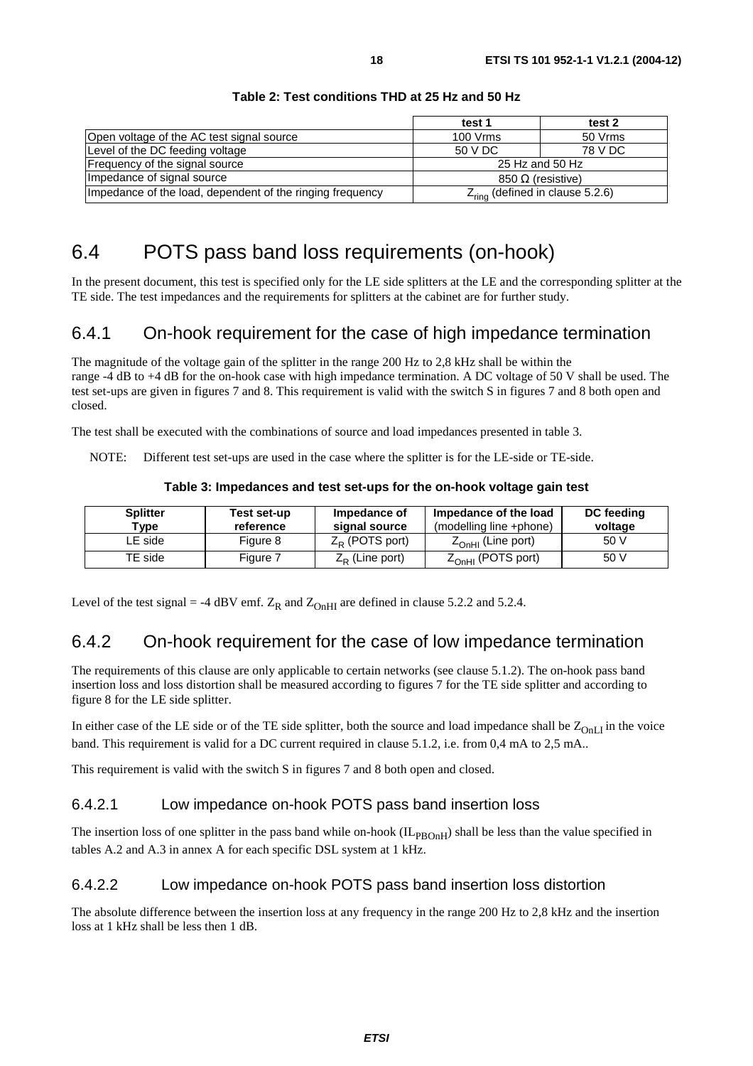**Table 2: Test conditions THD at 25 Hz and 50 Hz**

| | test 1 | test 2 |
|---|---|---|
| Open voltage of the AC test signal source | 100 Vrms | 50 Vrms |
| Level of the DC feeding voltage | 50 V DC | 78 V DC |
| Frequency of the signal source | 25 Hz and 50 Hz | |
| Impedance of signal source | 850 Ω (resistive) | |
| Impedance of the load, dependent of the ringing frequency | $Z_{ring}$ (defined in clause 5.2.6) | |

# 6.4 POTS pass band loss requirements (on-hook)

In the present document, this test is specified only for the LE side splitters at the LE and the corresponding splitter at the TE side. The test impedances and the requirements for splitters at the cabinet are for further study.

## 6.4.1 On-hook requirement for the case of high impedance termination

The magnitude of the voltage gain of the splitter in the range 200 Hz to 2,8 kHz shall be within the range -4 dB to +4 dB for the on-hook case with high impedance termination. A DC voltage of 50 V shall be used. The test set-ups are given in figures 7 and 8. This requirement is valid with the switch S in figures 7 and 8 both open and closed.

The test shall be executed with the combinations of source and load impedances presented in table 3.

NOTE: Different test set-ups are used in the case where the splitter is for the LE-side or TE-side.

**Table 3: Impedances and test set-ups for the on-hook voltage gain test**

| Splitter Type | Test set-up reference | Impedance of signal source | Impedance of the load (modelling line +phone) | DC feeding voltage |
|---|---|---|---|---|
| LE side | Figure 8 | $Z_R$ (POTS port) | $Z_{OnHI}$ (Line port) | 50 V |
| TE side | Figure 7 | $Z_R$ (Line port) | $Z_{OnHI}$ (POTS port) | 50 V |

Level of the test signal = -4 dBV emf. $Z_R$ and $Z_{OnHI}$ are defined in clause 5.2.2 and 5.2.4.

## 6.4.2 On-hook requirement for the case of low impedance termination

The requirements of this clause are only applicable to certain networks (see clause 5.1.2). The on-hook pass band insertion loss and loss distortion shall be measured according to figures 7 for the TE side splitter and according to figure 8 for the LE side splitter.

In either case of the LE side or of the TE side splitter, both the source and load impedance shall be $Z_{OnLI}$ in the voice band. This requirement is valid for a DC current required in clause 5.1.2, i.e. from 0,4 mA to 2,5 mA..

This requirement is valid with the switch S in figures 7 and 8 both open and closed.

### 6.4.2.1 Low impedance on-hook POTS pass band insertion loss

The insertion loss of one splitter in the pass band while on-hook ($IL_{PBOnH}$) shall be less than the value specified in tables A.2 and A.3 in annex A for each specific DSL system at 1 kHz.

### 6.4.2.2 Low impedance on-hook POTS pass band insertion loss distortion

The absolute difference between the insertion loss at any frequency in the range 200 Hz to 2,8 kHz and the insertion loss at 1 kHz shall be less then 1 dB.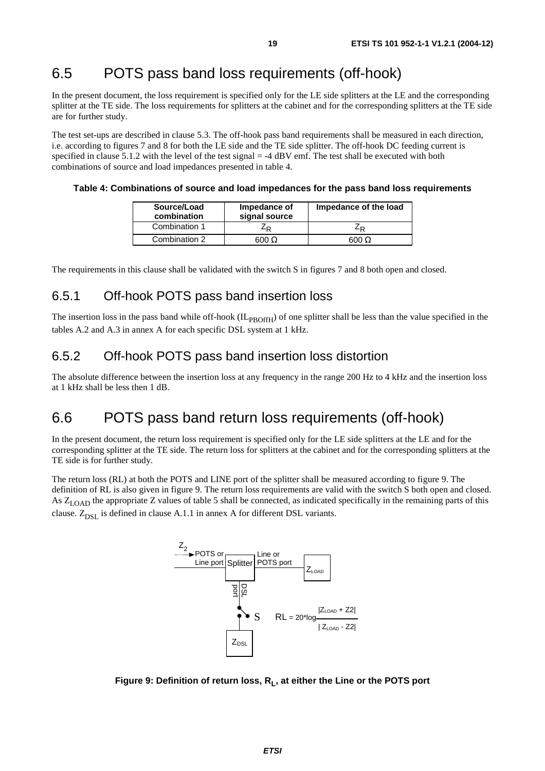## 6.5 POTS pass band loss requirements (off-hook)

In the present document, the loss requirement is specified only for the LE side splitters at the LE and the corresponding splitter at the TE side. The loss requirements for splitters at the cabinet and for the corresponding splitters at the TE side are for further study.

The test set-ups are described in clause 5.3. The off-hook pass band requirements shall be measured in each direction, i.e. according to figures 7 and 8 for both the LE side and the TE side splitter. The off-hook DC feeding current is specified in clause 5.1.2 with the level of the test signal = -4 dBV emf. The test shall be executed with both combinations of source and load impedances presented in table 4.

**Table 4: Combinations of source and load impedances for the pass band loss requirements**

| Source/Load combination | Impedance of signal source | Impedance of the load |
|---|---|---|
| Combination 1 | $Z_R$ | $Z_R$ |
| Combination 2 | 600 Ω | 600 Ω |

The requirements in this clause shall be validated with the switch S in figures 7 and 8 both open and closed.

### 6.5.1 Off-hook POTS pass band insertion loss

The insertion loss in the pass band while off-hook ($IL_{PBOffH}$) of one splitter shall be less than the value specified in the tables A.2 and A.3 in annex A for each specific DSL system at 1 kHz.

### 6.5.2 Off-hook POTS pass band insertion loss distortion

The absolute difference between the insertion loss at any frequency in the range 200 Hz to 4 kHz and the insertion loss at 1 kHz shall be less then 1 dB.

## 6.6 POTS pass band return loss requirements (off-hook)

In the present document, the return loss requirement is specified only for the LE side splitters at the LE and for the corresponding splitter at the TE side. The return loss for splitters at the cabinet and for the corresponding splitters at the TE side is for further study.

The return loss (RL) at both the POTS and LINE port of the splitter shall be measured according to figure 9. The definition of RL is also given in figure 9. The return loss requirements are valid with the switch S both open and closed. As $Z_{LOAD}$ the appropriate Z values of table 5 shall be connected, as indicated specifically in the remaining parts of this clause. $Z_{DSL}$ is defined in clause A.1.1 in annex A for different DSL variants.

$$RL = 20 \log \frac{|Z_{LOAD} + Z2|}{|Z_{LOAD} - Z2|}$$

**Figure 9: Definition of return loss, $R_L$, at either the Line or the POTS port**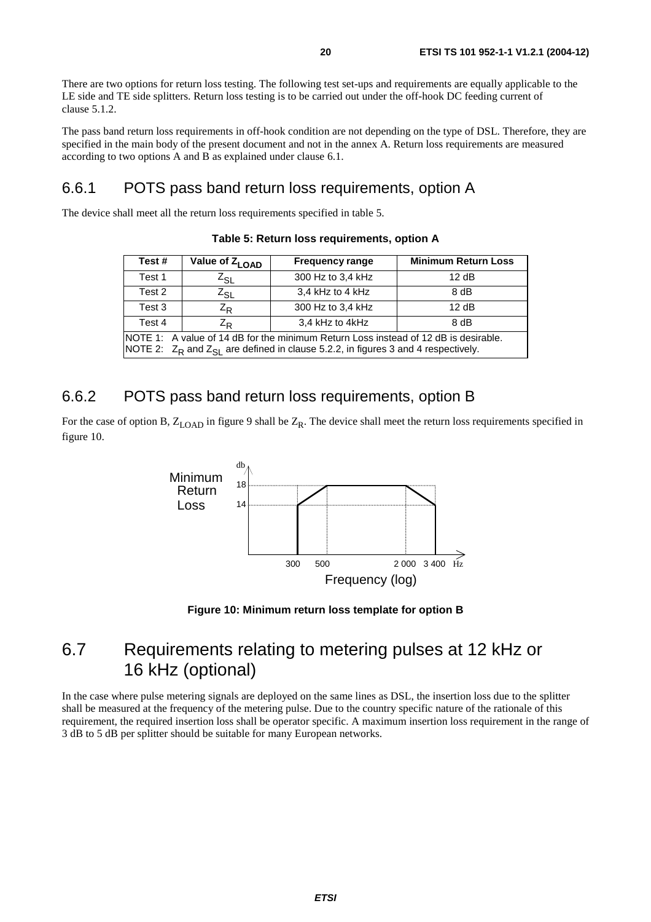There are two options for return loss testing. The following test set-ups and requirements are equally applicable to the LE side and TE side splitters. Return loss testing is to be carried out under the off-hook DC feeding current of clause 5.1.2.

The pass band return loss requirements in off-hook condition are not depending on the type of DSL. Therefore, they are specified in the main body of the present document and not in the annex A. Return loss requirements are measured according to two options A and B as explained under clause 6.1.

### 6.6.1 POTS pass band return loss requirements, option A

The device shall meet all the return loss requirements specified in table 5.

**Table 5: Return loss requirements, option A**

| Test # | Value of $Z_{LOAD}$ | Frequency range | Minimum Return Loss |
|---|---|---|---|
| Test 1 | $Z_{SL}$ | 300 Hz to 3,4 kHz | 12 dB |
| Test 2 | $Z_{SL}$ | 3,4 kHz to 4 kHz | 8 dB |
| Test 3 | $Z_R$ | 300 Hz to 3,4 kHz | 12 dB |
| Test 4 | $Z_R$ | 3,4 kHz to 4kHz | 8 dB |
| NOTE 1: A value of 14 dB for the minimum Return Loss instead of 12 dB is desirable. NOTE 2: $Z_R$ and $Z_{SL}$ are defined in clause 5.2.2, in figures 3 and 4 respectively. | | | |

### 6.6.2 POTS pass band return loss requirements, option B

For the case of option B, $Z_{LOAD}$ in figure 9 shall be $Z_R$. The device shall meet the return loss requirements specified in figure 10.

Minimum Return Loss (db) vs Frequency (log) (Hz): 14 dB at 300 Hz rising to 18 dB at 500 Hz; 18 dB from 500 Hz to 2 000 Hz; falling to 14 dB at 3 400 Hz.

**Figure 10: Minimum return loss template for option B**

## 6.7 Requirements relating to metering pulses at 12 kHz or 16 kHz (optional)

In the case where pulse metering signals are deployed on the same lines as DSL, the insertion loss due to the splitter shall be measured at the frequency of the metering pulse. Due to the country specific nature of the rationale of this requirement, the required insertion loss shall be operator specific. A maximum insertion loss requirement in the range of 3 dB to 5 dB per splitter should be suitable for many European networks.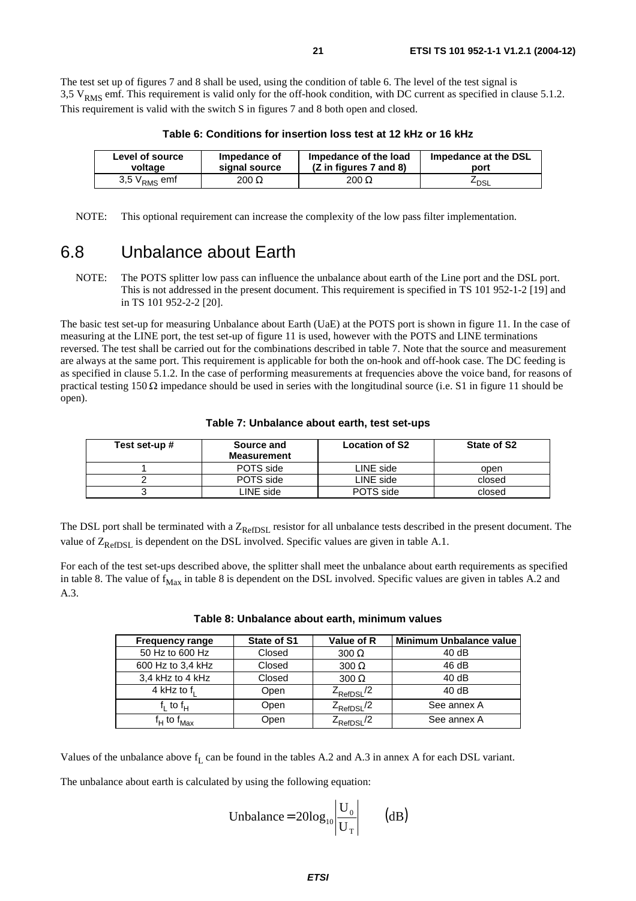The test set up of figures 7 and 8 shall be used, using the condition of table 6. The level of the test signal is 3,5 $V_{RMS}$ emf. This requirement is valid only for the off-hook condition, with DC current as specified in clause 5.1.2. This requirement is valid with the switch S in figures 7 and 8 both open and closed.

**Table 6: Conditions for insertion loss test at 12 kHz or 16 kHz**

| Level of source voltage | Impedance of signal source | Impedance of the load (Z in figures 7 and 8) | Impedance at the DSL port |
|---|---|---|---|
| 3,5 $V_{RMS}$ emf | 200 Ω | 200 Ω | $Z_{DSL}$ |

NOTE: This optional requirement can increase the complexity of the low pass filter implementation.

## 6.8 Unbalance about Earth

NOTE: The POTS splitter low pass can influence the unbalance about earth of the Line port and the DSL port. This is not addressed in the present document. This requirement is specified in TS 101 952-1-2 [19] and in TS 101 952-2-2 [20].

The basic test set-up for measuring Unbalance about Earth (UaE) at the POTS port is shown in figure 11. In the case of measuring at the LINE port, the test set-up of figure 11 is used, however with the POTS and LINE terminations reversed. The test shall be carried out for the combinations described in table 7. Note that the source and measurement are always at the same port. This requirement is applicable for both the on-hook and off-hook case. The DC feeding is as specified in clause 5.1.2. In the case of performing measurements at frequencies above the voice band, for reasons of practical testing 150 Ω impedance should be used in series with the longitudinal source (i.e. S1 in figure 11 should be open).

**Table 7: Unbalance about earth, test set-ups**

| Test set-up # | Source and Measurement | Location of S2 | State of S2 |
|---|---|---|---|
| 1 | POTS side | LINE side | open |
| 2 | POTS side | LINE side | closed |
| 3 | LINE side | POTS side | closed |

The DSL port shall be terminated with a $Z_{RefDSL}$ resistor for all unbalance tests described in the present document. The value of $Z_{RefDSL}$ is dependent on the DSL involved. Specific values are given in table A.1.

For each of the test set-ups described above, the splitter shall meet the unbalance about earth requirements as specified in table 8. The value of $f_{Max}$ in table 8 is dependent on the DSL involved. Specific values are given in tables A.2 and A.3.

**Table 8: Unbalance about earth, minimum values**

| Frequency range | State of S1 | Value of R | Minimum Unbalance value |
|---|---|---|---|
| 50 Hz to 600 Hz | Closed | 300 Ω | 40 dB |
| 600 Hz to 3,4 kHz | Closed | 300 Ω | 46 dB |
| 3,4 kHz to 4 kHz | Closed | 300 Ω | 40 dB |
| 4 kHz to $f_L$ | Open | $Z_{RefDSL}/2$ | 40 dB |
| $f_L$ to $f_H$ | Open | $Z_{RefDSL}/2$ | See annex A |
| $f_H$ to $f_{Max}$ | Open | $Z_{RefDSL}/2$ | See annex A |

Values of the unbalance above $f_L$ can be found in the tables A.2 and A.3 in annex A for each DSL variant.

The unbalance about earth is calculated by using the following equation:

$$\text{Unbalance} = 20\log_{10}\left|\frac{U_0}{U_T}\right| \qquad (\text{dB})$$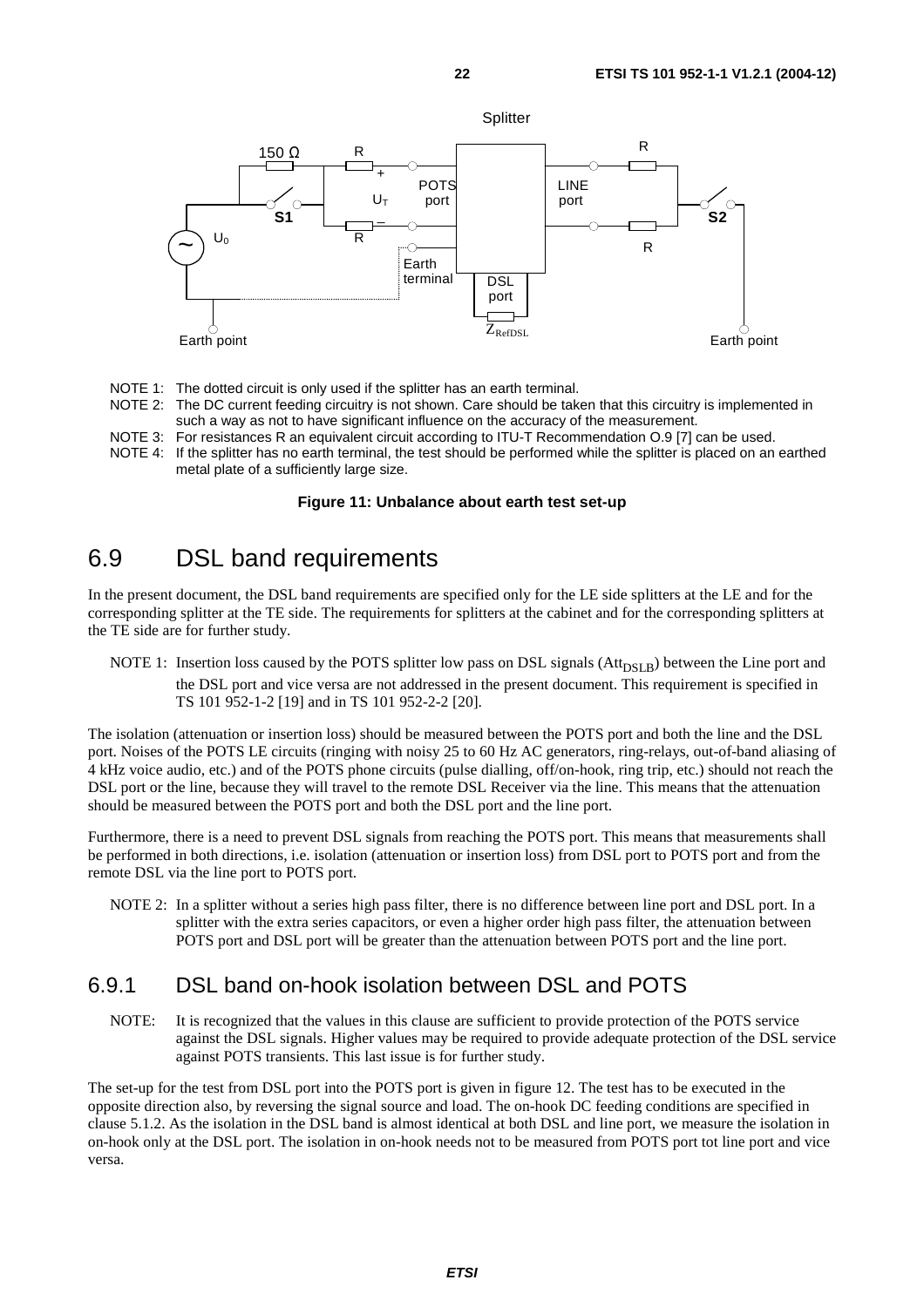NOTE 1: The dotted circuit is only used if the splitter has an earth terminal.

NOTE 2: The DC current feeding circuitry is not shown. Care should be taken that this circuitry is implemented in such a way as not to have significant influence on the accuracy of the measurement.

NOTE 3: For resistances R an equivalent circuit according to ITU-T Recommendation O.9 [7] can be used.

NOTE 4: If the splitter has no earth terminal, the test should be performed while the splitter is placed on an earthed metal plate of a sufficiently large size.

**Figure 11: Unbalance about earth test set-up**

# 6.9 DSL band requirements

In the present document, the DSL band requirements are specified only for the LE side splitters at the LE and for the corresponding splitter at the TE side. The requirements for splitters at the cabinet and for the corresponding splitters at the TE side are for further study.

NOTE 1: Insertion loss caused by the POTS splitter low pass on DSL signals ($Att_{DSLB}$) between the Line port and the DSL port and vice versa are not addressed in the present document. This requirement is specified in TS 101 952-1-2 [19] and in TS 101 952-2-2 [20].

The isolation (attenuation or insertion loss) should be measured between the POTS port and both the line and the DSL port. Noises of the POTS LE circuits (ringing with noisy 25 to 60 Hz AC generators, ring-relays, out-of-band aliasing of 4 kHz voice audio, etc.) and of the POTS phone circuits (pulse dialling, off/on-hook, ring trip, etc.) should not reach the DSL port or the line, because they will travel to the remote DSL Receiver via the line. This means that the attenuation should be measured between the POTS port and both the DSL port and the line port.

Furthermore, there is a need to prevent DSL signals from reaching the POTS port. This means that measurements shall be performed in both directions, i.e. isolation (attenuation or insertion loss) from DSL port to POTS port and from the remote DSL via the line port to POTS port.

NOTE 2: In a splitter without a series high pass filter, there is no difference between line port and DSL port. In a splitter with the extra series capacitors, or even a higher order high pass filter, the attenuation between POTS port and DSL port will be greater than the attenuation between POTS port and the line port.

## 6.9.1 DSL band on-hook isolation between DSL and POTS

NOTE: It is recognized that the values in this clause are sufficient to provide protection of the POTS service against the DSL signals. Higher values may be required to provide adequate protection of the DSL service against POTS transients. This last issue is for further study.

The set-up for the test from DSL port into the POTS port is given in figure 12. The test has to be executed in the opposite direction also, by reversing the signal source and load. The on-hook DC feeding conditions are specified in clause 5.1.2. As the isolation in the DSL band is almost identical at both DSL and line port, we measure the isolation in on-hook only at the DSL port. The isolation in on-hook needs not to be measured from POTS port tot line port and vice versa.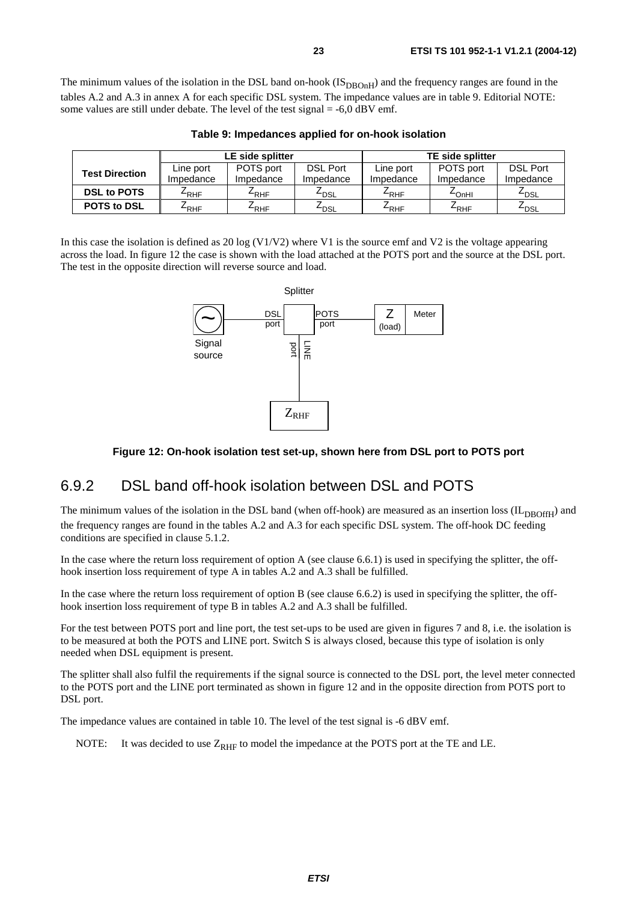The minimum values of the isolation in the DSL band on-hook ($IS_{DBOnH}$) and the frequency ranges are found in the tables A.2 and A.3 in annex A for each specific DSL system. The impedance values are in table 9. Editorial NOTE: some values are still under debate. The level of the test signal = -6,0 dBV emf.

**Table 9: Impedances applied for on-hook isolation**

| Test Direction | LE side splitter | | | TE side splitter | | |
|---|---|---|---|---|---|---|
| | Line port Impedance | POTS port Impedance | DSL Port Impedance | Line port Impedance | POTS port Impedance | DSL Port Impedance |
| **DSL to POTS** | $Z_{RHF}$ | $Z_{RHF}$ | $Z_{DSL}$ | $Z_{RHF}$ | $Z_{OnHI}$ | $Z_{DSL}$ |
| **POTS to DSL** | $Z_{RHF}$ | $Z_{RHF}$ | $Z_{DSL}$ | $Z_{RHF}$ | $Z_{RHF}$ | $Z_{DSL}$ |

In this case the isolation is defined as 20 log (V1/V2) where V1 is the source emf and V2 is the voltage appearing across the load. In figure 12 the case is shown with the load attached at the POTS port and the source at the DSL port. The test in the opposite direction will reverse source and load.

**Figure 12: On-hook isolation test set-up, shown here from DSL port to POTS port**

## 6.9.2 DSL band off-hook isolation between DSL and POTS

The minimum values of the isolation in the DSL band (when off-hook) are measured as an insertion loss ($IL_{DBOffH}$) and the frequency ranges are found in the tables A.2 and A.3 for each specific DSL system. The off-hook DC feeding conditions are specified in clause 5.1.2.

In the case where the return loss requirement of option A (see clause 6.6.1) is used in specifying the splitter, the off-hook insertion loss requirement of type A in tables A.2 and A.3 shall be fulfilled.

In the case where the return loss requirement of option B (see clause 6.6.2) is used in specifying the splitter, the off-hook insertion loss requirement of type B in tables A.2 and A.3 shall be fulfilled.

For the test between POTS port and line port, the test set-ups to be used are given in figures 7 and 8, i.e. the isolation is to be measured at both the POTS and LINE port. Switch S is always closed, because this type of isolation is only needed when DSL equipment is present.

The splitter shall also fulfil the requirements if the signal source is connected to the DSL port, the level meter connected to the POTS port and the LINE port terminated as shown in figure 12 and in the opposite direction from POTS port to DSL port.

The impedance values are contained in table 10. The level of the test signal is -6 dBV emf.

NOTE: It was decided to use $Z_{RHF}$ to model the impedance at the POTS port at the TE and LE.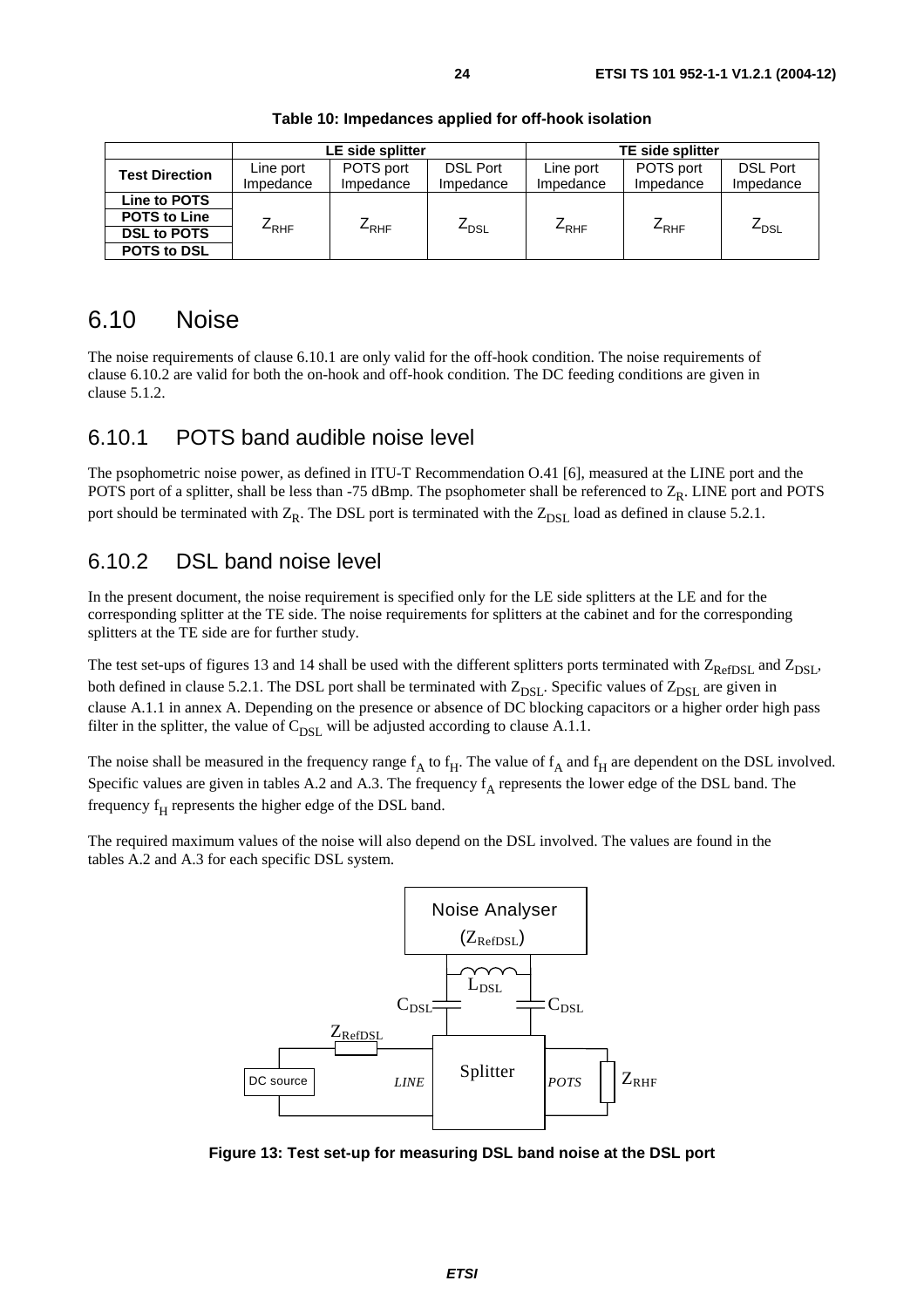**Table 10: Impedances applied for off-hook isolation**

| Test Direction | LE side splitter | | | TE side splitter | | |
|---|---|---|---|---|---|---|
| | Line port Impedance | POTS port Impedance | DSL Port Impedance | Line port Impedance | POTS port Impedance | DSL Port Impedance |
| Line to POTS | $Z_{RHF}$ | $Z_{RHF}$ | $Z_{DSL}$ | $Z_{RHF}$ | $Z_{RHF}$ | $Z_{DSL}$ |
| POTS to Line | | | | | | |
| DSL to POTS | | | | | | |
| POTS to DSL | | | | | | |

# 6.10 Noise

The noise requirements of clause 6.10.1 are only valid for the off-hook condition. The noise requirements of clause 6.10.2 are valid for both the on-hook and off-hook condition. The DC feeding conditions are given in clause 5.1.2.

## 6.10.1 POTS band audible noise level

The psophometric noise power, as defined in ITU-T Recommendation O.41 [6], measured at the LINE port and the POTS port of a splitter, shall be less than -75 dBmp. The psophometer shall be referenced to $Z_R$. LINE port and POTS port should be terminated with $Z_R$. The DSL port is terminated with the $Z_{DSL}$ load as defined in clause 5.2.1.

## 6.10.2 DSL band noise level

In the present document, the noise requirement is specified only for the LE side splitters at the LE and for the corresponding splitter at the TE side. The noise requirements for splitters at the cabinet and for the corresponding splitters at the TE side are for further study.

The test set-ups of figures 13 and 14 shall be used with the different splitters ports terminated with $Z_{RefDSL}$ and $Z_{DSL}$, both defined in clause 5.2.1. The DSL port shall be terminated with $Z_{DSL}$. Specific values of $Z_{DSL}$ are given in clause A.1.1 in annex A. Depending on the presence or absence of DC blocking capacitors or a higher order high pass filter in the splitter, the value of $C_{DSL}$ will be adjusted according to clause A.1.1.

The noise shall be measured in the frequency range $f_A$ to $f_H$. The value of $f_A$ and $f_H$ are dependent on the DSL involved. Specific values are given in tables A.2 and A.3. The frequency $f_A$ represents the lower edge of the DSL band. The frequency $f_H$ represents the higher edge of the DSL band.

The required maximum values of the noise will also depend on the DSL involved. The values are found in the tables A.2 and A.3 for each specific DSL system.

Noise Analyser ($Z_{RefDSL}$), $L_{DSL}$, $C_{DSL}$, $C_{DSL}$, $Z_{RefDSL}$, DC source, *LINE*, Splitter, *POTS*, $Z_{RHF}$

**Figure 13: Test set-up for measuring DSL band noise at the DSL port**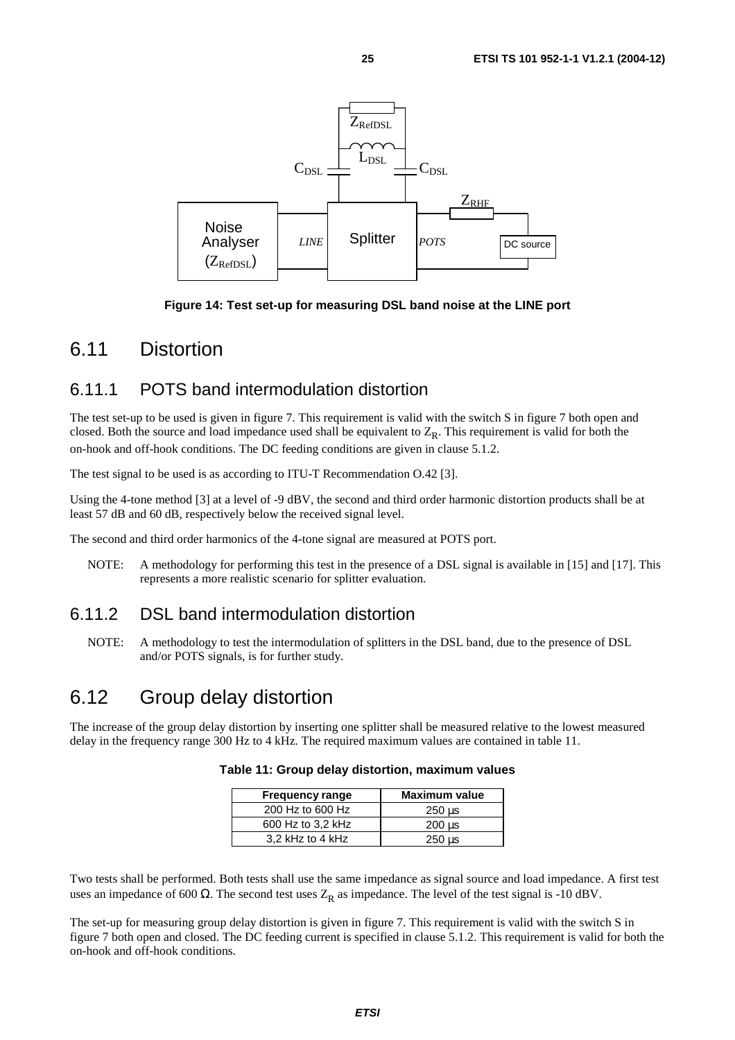**Figure 14: Test set-up for measuring DSL band noise at the LINE port**

## 6.11 Distortion

### 6.11.1 POTS band intermodulation distortion

The test set-up to be used is given in figure 7. This requirement is valid with the switch S in figure 7 both open and closed. Both the source and load impedance used shall be equivalent to $Z_R$. This requirement is valid for both the on-hook and off-hook conditions. The DC feeding conditions are given in clause 5.1.2.

The test signal to be used is as according to ITU-T Recommendation O.42 [3].

Using the 4-tone method [3] at a level of -9 dBV, the second and third order harmonic distortion products shall be at least 57 dB and 60 dB, respectively below the received signal level.

The second and third order harmonics of the 4-tone signal are measured at POTS port.

NOTE: A methodology for performing this test in the presence of a DSL signal is available in [15] and [17]. This represents a more realistic scenario for splitter evaluation.

### 6.11.2 DSL band intermodulation distortion

NOTE: A methodology to test the intermodulation of splitters in the DSL band, due to the presence of DSL and/or POTS signals, is for further study.

## 6.12 Group delay distortion

The increase of the group delay distortion by inserting one splitter shall be measured relative to the lowest measured delay in the frequency range 300 Hz to 4 kHz. The required maximum values are contained in table 11.

**Table 11: Group delay distortion, maximum values**

| Frequency range | Maximum value |
|---|---|
| 200 Hz to 600 Hz | 250 µs |
| 600 Hz to 3,2 kHz | 200 µs |
| 3,2 kHz to 4 kHz | 250 µs |

Two tests shall be performed. Both tests shall use the same impedance as signal source and load impedance. A first test uses an impedance of 600 Ω. The second test uses $Z_R$ as impedance. The level of the test signal is -10 dBV.

The set-up for measuring group delay distortion is given in figure 7. This requirement is valid with the switch S in figure 7 both open and closed. The DC feeding current is specified in clause 5.1.2. This requirement is valid for both the on-hook and off-hook conditions.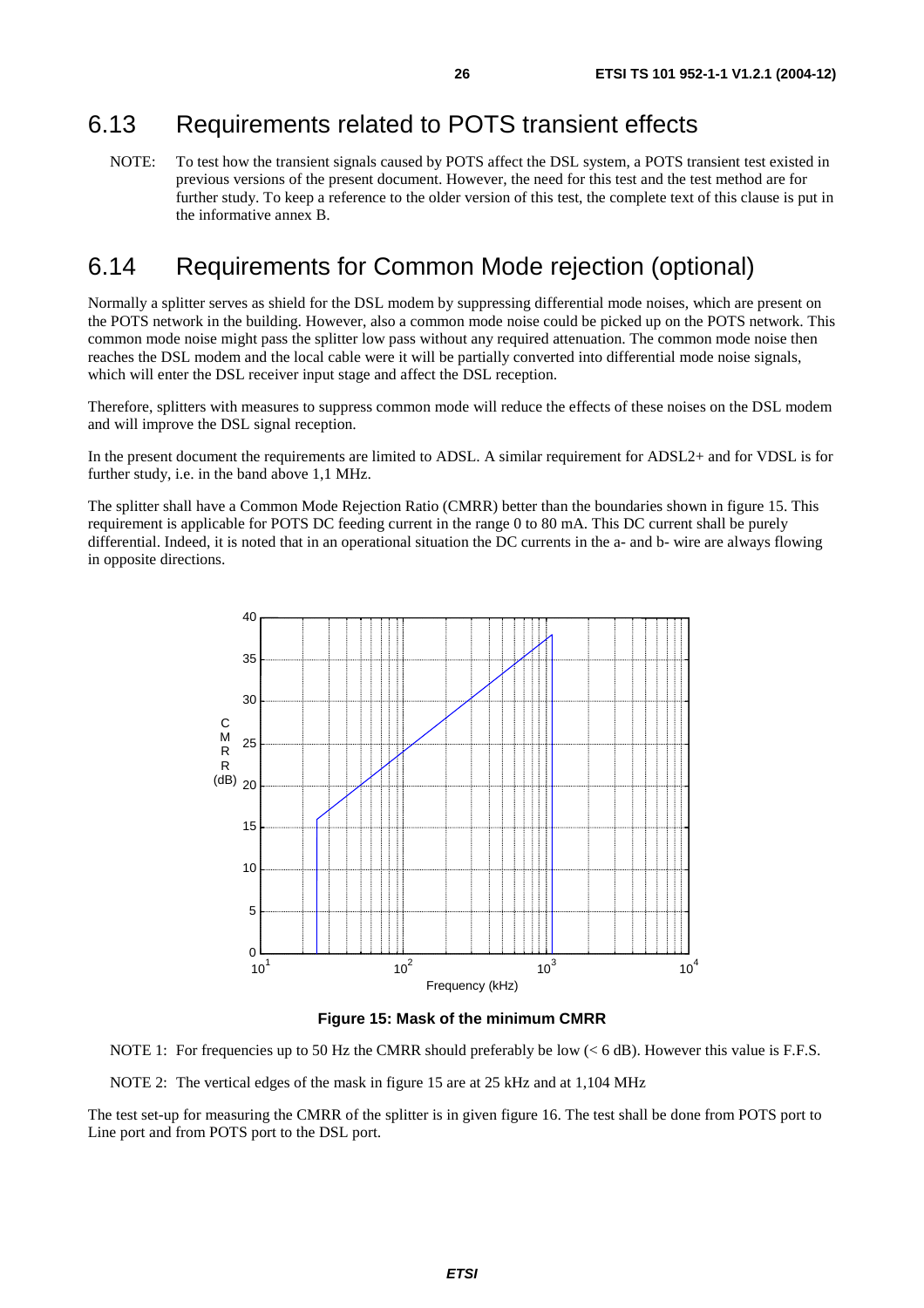## 6.13 Requirements related to POTS transient effects

NOTE: To test how the transient signals caused by POTS affect the DSL system, a POTS transient test existed in previous versions of the present document. However, the need for this test and the test method are for further study. To keep a reference to the older version of this test, the complete text of this clause is put in the informative annex B.

## 6.14 Requirements for Common Mode rejection (optional)

Normally a splitter serves as shield for the DSL modem by suppressing differential mode noises, which are present on the POTS network in the building. However, also a common mode noise could be picked up on the POTS network. This common mode noise might pass the splitter low pass without any required attenuation. The common mode noise then reaches the DSL modem and the local cable were it will be partially converted into differential mode noise signals, which will enter the DSL receiver input stage and affect the DSL reception.

Therefore, splitters with measures to suppress common mode will reduce the effects of these noises on the DSL modem and will improve the DSL signal reception.

In the present document the requirements are limited to ADSL. A similar requirement for ADSL2+ and for VDSL is for further study, i.e. in the band above 1,1 MHz.

The splitter shall have a Common Mode Rejection Ratio (CMRR) better than the boundaries shown in figure 15. This requirement is applicable for POTS DC feeding current in the range 0 to 80 mA. This DC current shall be purely differential. Indeed, it is noted that in an operational situation the DC currents in the a- and b- wire are always flowing in opposite directions.

**Figure 15: Mask of the minimum CMRR**

NOTE 1: For frequencies up to 50 Hz the CMRR should preferably be low (< 6 dB). However this value is F.F.S.

NOTE 2: The vertical edges of the mask in figure 15 are at 25 kHz and at 1,104 MHz

The test set-up for measuring the CMRR of the splitter is in given figure 16. The test shall be done from POTS port to Line port and from POTS port to the DSL port.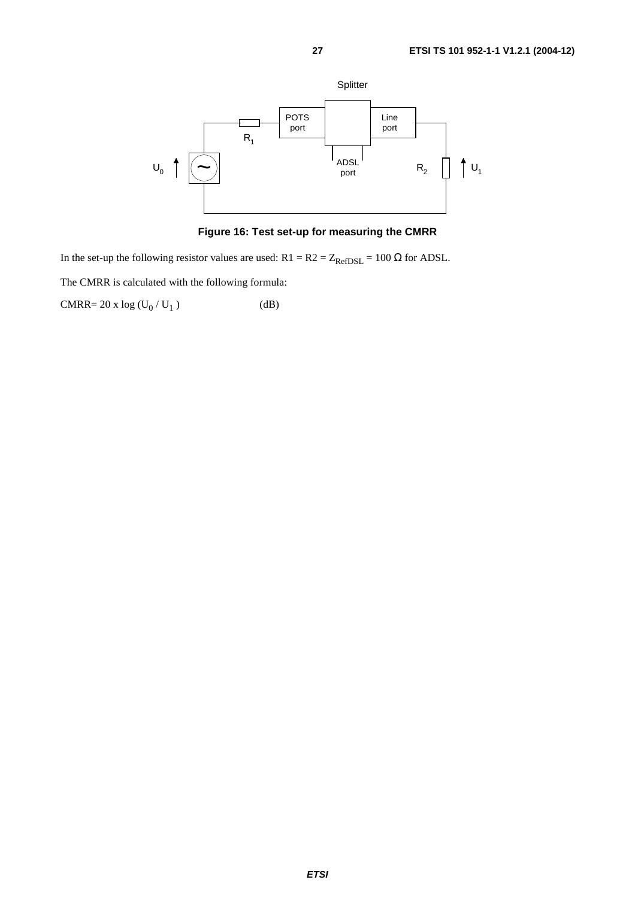**Figure 16: Test set-up for measuring the CMRR**

In the set-up the following resistor values are used: $R1 = R2 = Z_{RefDSL} = 100\ \Omega$ for ADSL.

The CMRR is calculated with the following formula:

$CMRR = 20 \times \log (U_0 / U_1)$ (dB)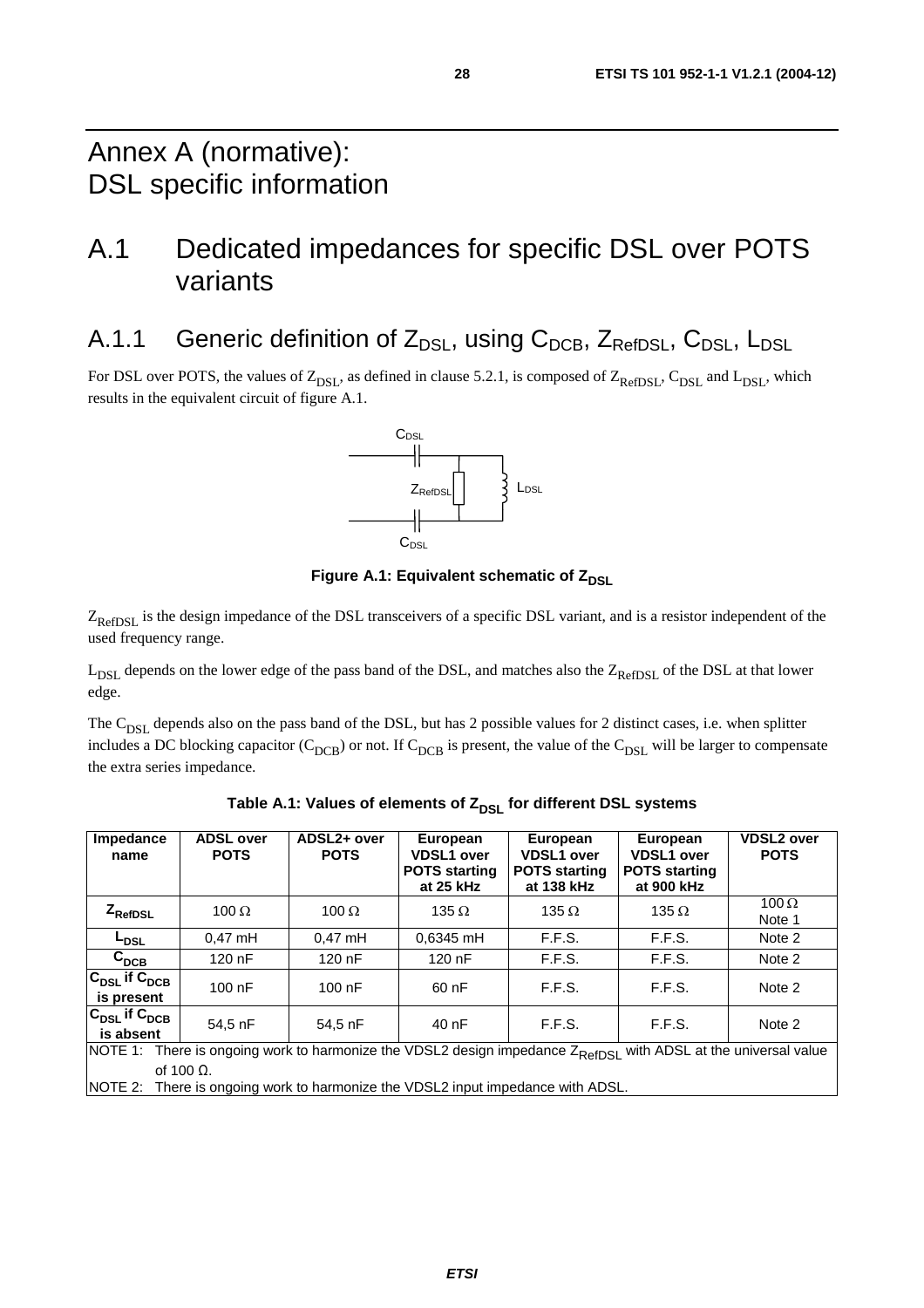# Annex A (normative): DSL specific information

# A.1 Dedicated impedances for specific DSL over POTS variants

## A.1.1 Generic definition of $Z_{DSL}$, using $C_{DCB}$, $Z_{RefDSL}$, $C_{DSL}$, $L_{DSL}$

For DSL over POTS, the values of $Z_{DSL}$, as defined in clause 5.2.1, is composed of $Z_{RefDSL}$, $C_{DSL}$ and $L_{DSL}$, which results in the equivalent circuit of figure A.1.

**Figure A.1: Equivalent schematic of $Z_{DSL}$**

$Z_{RefDSL}$ is the design impedance of the DSL transceivers of a specific DSL variant, and is a resistor independent of the used frequency range.

$L_{DSL}$ depends on the lower edge of the pass band of the DSL, and matches also the $Z_{RefDSL}$ of the DSL at that lower edge.

The $C_{DSL}$ depends also on the pass band of the DSL, but has 2 possible values for 2 distinct cases, i.e. when splitter includes a DC blocking capacitor ($C_{DCB}$) or not. If $C_{DCB}$ is present, the value of the $C_{DSL}$ will be larger to compensate the extra series impedance.

**Table A.1: Values of elements of $Z_{DSL}$ for different DSL systems**

| Impedance name | ADSL over POTS | ADSL2+ over POTS | European VDSL1 over POTS starting at 25 kHz | European VDSL1 over POTS starting at 138 kHz | European VDSL1 over POTS starting at 900 kHz | VDSL2 over POTS |
|---|---|---|---|---|---|---|
| $Z_{RefDSL}$ | 100 Ω | 100 Ω | 135 Ω | 135 Ω | 135 Ω | 100 Ω Note 1 |
| $L_{DSL}$ | 0,47 mH | 0,47 mH | 0,6345 mH | F.F.S. | F.F.S. | Note 2 |
| $C_{DCB}$ | 120 nF | 120 nF | 120 nF | F.F.S. | F.F.S. | Note 2 |
| $C_{DSL}$ if $C_{DCB}$ is present | 100 nF | 100 nF | 60 nF | F.F.S. | F.F.S. | Note 2 |
| $C_{DSL}$ if $C_{DCB}$ is absent | 54,5 nF | 54,5 nF | 40 nF | F.F.S. | F.F.S. | Note 2 |

NOTE 1: There is ongoing work to harmonize the VDSL2 design impedance $Z_{RefDSL}$ with ADSL at the universal value of 100 Ω.

NOTE 2: There is ongoing work to harmonize the VDSL2 input impedance with ADSL.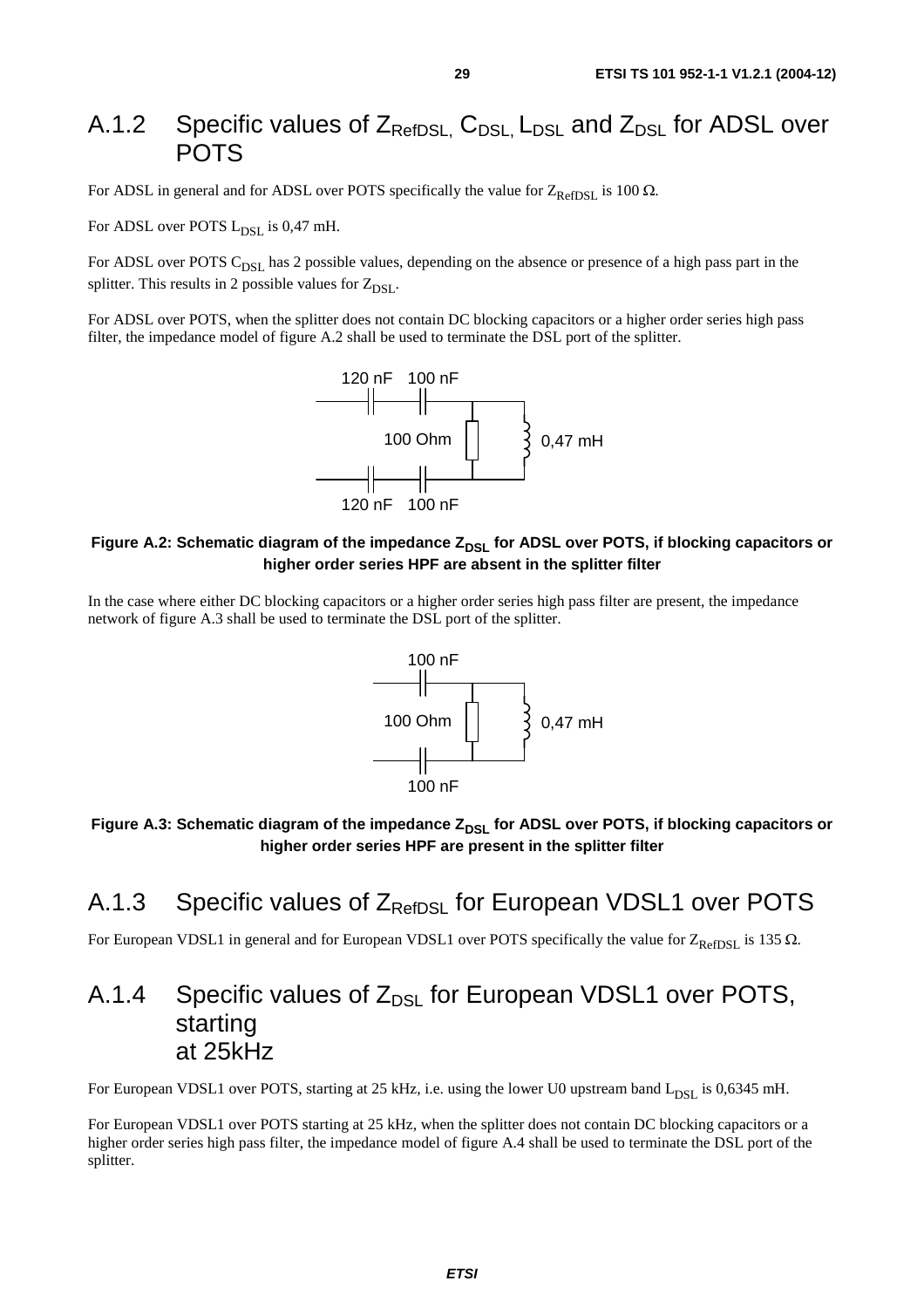## A.1.2 Specific values of $Z_{RefDSL}$, $C_{DSL}$, $L_{DSL}$ and $Z_{DSL}$ for ADSL over POTS

For ADSL in general and for ADSL over POTS specifically the value for $Z_{RefDSL}$ is 100 Ω.

For ADSL over POTS $L_{DSL}$ is 0,47 mH.

For ADSL over POTS $C_{DSL}$ has 2 possible values, depending on the absence or presence of a high pass part in the splitter. This results in 2 possible values for $Z_{DSL}$.

For ADSL over POTS, when the splitter does not contain DC blocking capacitors or a higher order series high pass filter, the impedance model of figure A.2 shall be used to terminate the DSL port of the splitter.

120 nF 100 nF

100 Ohm 0,47 mH

120 nF 100 nF

**Figure A.2: Schematic diagram of the impedance $Z_{DSL}$ for ADSL over POTS, if blocking capacitors or higher order series HPF are absent in the splitter filter**

In the case where either DC blocking capacitors or a higher order series high pass filter are present, the impedance network of figure A.3 shall be used to terminate the DSL port of the splitter.

100 nF

100 Ohm 0,47 mH

100 nF

**Figure A.3: Schematic diagram of the impedance $Z_{DSL}$ for ADSL over POTS, if blocking capacitors or higher order series HPF are present in the splitter filter**

## A.1.3 Specific values of $Z_{RefDSL}$ for European VDSL1 over POTS

For European VDSL1 in general and for European VDSL1 over POTS specifically the value for $Z_{RefDSL}$ is 135 Ω.

## A.1.4 Specific values of $Z_{DSL}$ for European VDSL1 over POTS, starting at 25kHz

For European VDSL1 over POTS, starting at 25 kHz, i.e. using the lower U0 upstream band $L_{DSL}$ is 0,6345 mH.

For European VDSL1 over POTS starting at 25 kHz, when the splitter does not contain DC blocking capacitors or a higher order series high pass filter, the impedance model of figure A.4 shall be used to terminate the DSL port of the splitter.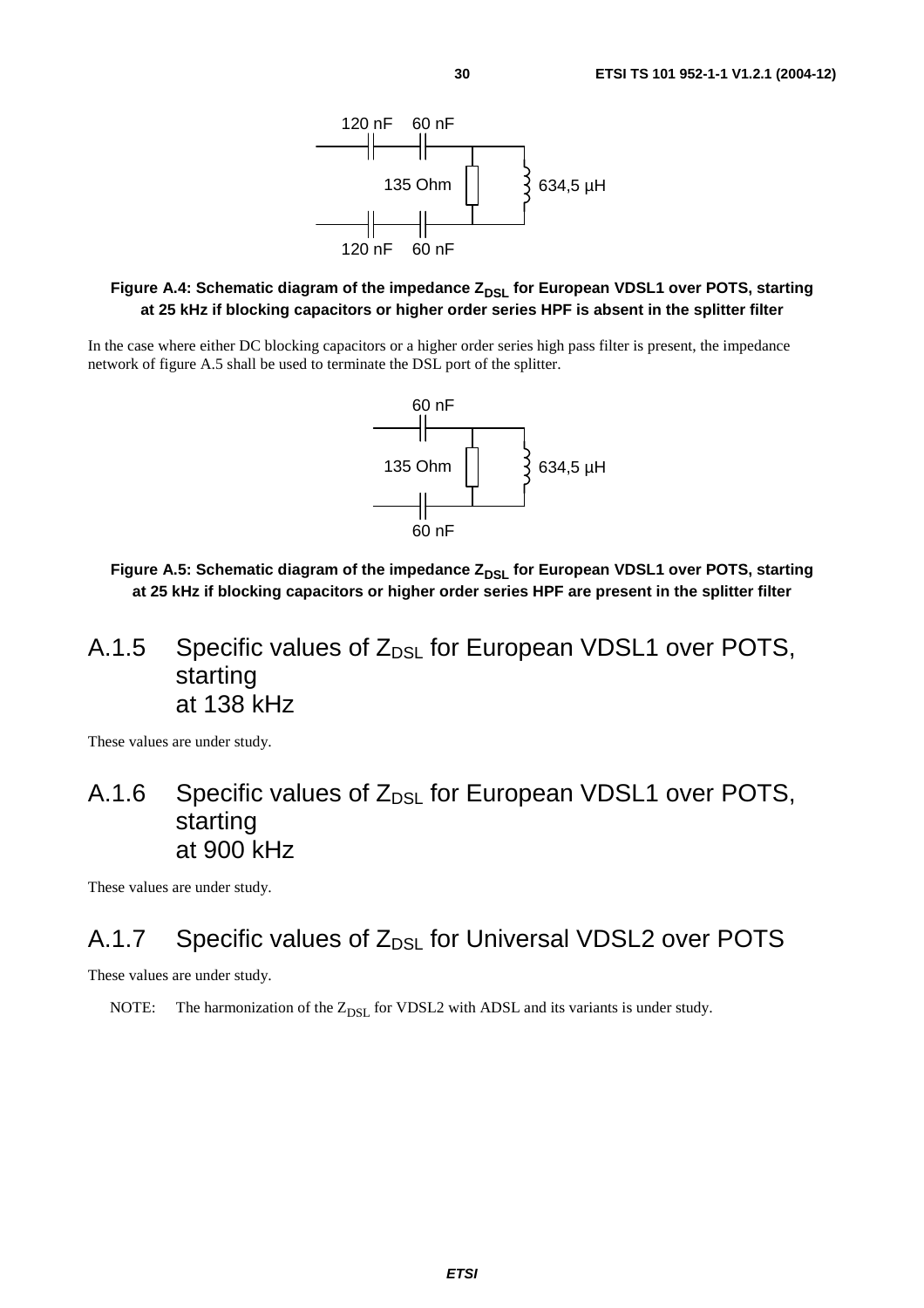120 nF 60 nF

135 Ohm 634,5 µH

120 nF 60 nF

**Figure A.4: Schematic diagram of the impedance $Z_{DSL}$ for European VDSL1 over POTS, starting at 25 kHz if blocking capacitors or higher order series HPF is absent in the splitter filter**

In the case where either DC blocking capacitors or a higher order series high pass filter is present, the impedance network of figure A.5 shall be used to terminate the DSL port of the splitter.

60 nF

135 Ohm 634,5 µH

60 nF

**Figure A.5: Schematic diagram of the impedance $Z_{DSL}$ for European VDSL1 over POTS, starting at 25 kHz if blocking capacitors or higher order series HPF are present in the splitter filter**

## A.1.5 Specific values of $Z_{DSL}$ for European VDSL1 over POTS, starting at 138 kHz

These values are under study.

## A.1.6 Specific values of $Z_{DSL}$ for European VDSL1 over POTS, starting at 900 kHz

These values are under study.

## A.1.7 Specific values of $Z_{DSL}$ for Universal VDSL2 over POTS

These values are under study.

NOTE: The harmonization of the $Z_{DSL}$ for VDSL2 with ADSL and its variants is under study.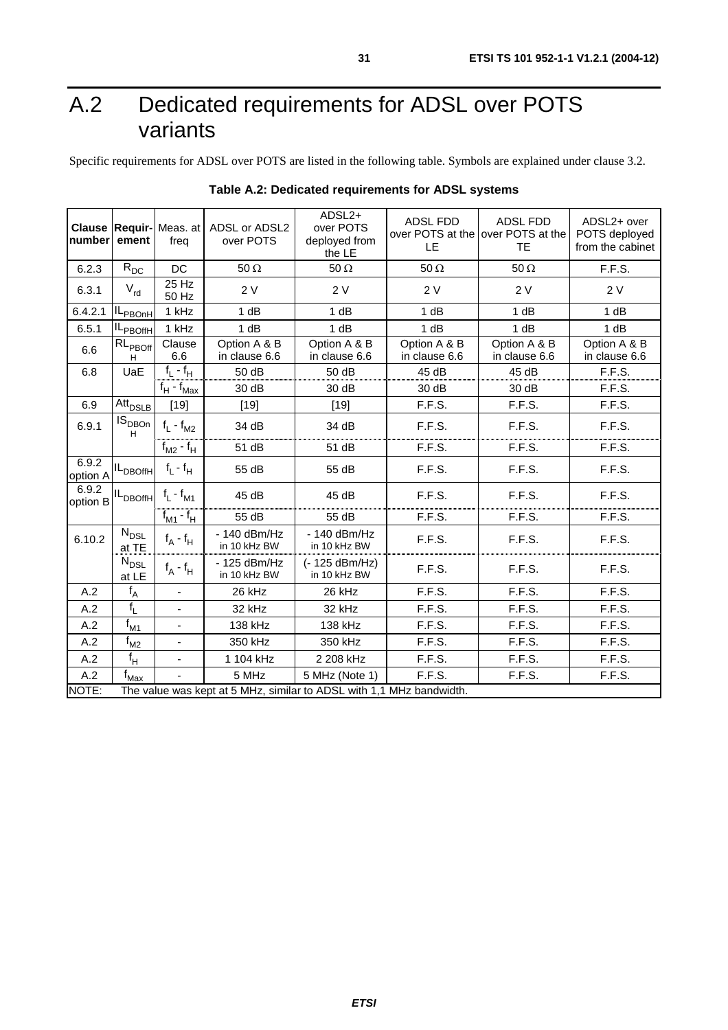## A.2 Dedicated requirements for ADSL over POTS variants

Specific requirements for ADSL over POTS are listed in the following table. Symbols are explained under clause 3.2.

**Table A.2: Dedicated requirements for ADSL systems**

| Clause number | Requir-ement | Meas. at freq | ADSL or ADSL2 over POTS | ADSL2+ over POTS deployed from the LE | ADSL FDD over POTS at the LE | ADSL FDD over POTS at the TE | ADSL2+ over POTS deployed from the cabinet |
|---|---|---|---|---|---|---|---|
| 6.2.3 | $R_{DC}$ | DC | 50 Ω | 50 Ω | 50 Ω | 50 Ω | F.F.S. |
| 6.3.1 | $V_{rd}$ | 25 Hz 50 Hz | 2 V | 2 V | 2 V | 2 V | 2 V |
| 6.4.2.1 | $IL_{PBOnH}$ | 1 kHz | 1 dB | 1 dB | 1 dB | 1 dB | 1 dB |
| 6.5.1 | $IL_{PBOffH}$ | 1 kHz | 1 dB | 1 dB | 1 dB | 1 dB | 1 dB |
| 6.6 | $RL_{PBOffH}$ | Clause 6.6 | Option A & B in clause 6.6 | Option A & B in clause 6.6 | Option A & B in clause 6.6 | Option A & B in clause 6.6 | Option A & B in clause 6.6 |
| 6.8 | UaE | $f_L$ - $f_H$ | 50 dB | 50 dB | 45 dB | 45 dB | F.F.S. |
| | | $f_H$ - $f_{Max}$ | 30 dB | 30 dB | 30 dB | 30 dB | F.F.S. |
| 6.9 | $Att_{DSLB}$ | [19] | [19] | [19] | F.F.S. | F.F.S. | F.F.S. |
| 6.9.1 | $IS_{DBOnH}$ | $f_L$ - $f_{M2}$ | 34 dB | 34 dB | F.F.S. | F.F.S. | F.F.S. |
| | | $f_{M2}$ - $f_H$ | 51 dB | 51 dB | F.F.S. | F.F.S. | F.F.S. |
| 6.9.2 option A | $IL_{DBOffH}$ | $f_L$ - $f_H$ | 55 dB | 55 dB | F.F.S. | F.F.S. | F.F.S. |
| 6.9.2 option B | $IL_{DBOffH}$ | $f_L$ - $f_{M1}$ | 45 dB | 45 dB | F.F.S. | F.F.S. | F.F.S. |
| | | $f_{M1}$ - $f_H$ | 55 dB | 55 dB | F.F.S. | F.F.S. | F.F.S. |
| 6.10.2 | $N_{DSL}$ at TE | $f_A$ - $f_H$ | - 140 dBm/Hz in 10 kHz BW | - 140 dBm/Hz in 10 kHz BW | F.F.S. | F.F.S. | F.F.S. |
| | $N_{DSL}$ at LE | $f_A$ - $f_H$ | - 125 dBm/Hz in 10 kHz BW | (- 125 dBm/Hz) in 10 kHz BW | F.F.S. | F.F.S. | F.F.S. |
| A.2 | $f_A$ | - | 26 kHz | 26 kHz | F.F.S. | F.F.S. | F.F.S. |
| A.2 | $f_L$ | - | 32 kHz | 32 kHz | F.F.S. | F.F.S. | F.F.S. |
| A.2 | $f_{M1}$ | - | 138 kHz | 138 kHz | F.F.S. | F.F.S. | F.F.S. |
| A.2 | $f_{M2}$ | - | 350 kHz | 350 kHz | F.F.S. | F.F.S. | F.F.S. |
| A.2 | $f_H$ | - | 1 104 kHz | 2 208 kHz | F.F.S. | F.F.S. | F.F.S. |
| A.2 | $f_{Max}$ | - | 5 MHz | 5 MHz (Note 1) | F.F.S. | F.F.S. | F.F.S. |

NOTE: The value was kept at 5 MHz, similar to ADSL with 1,1 MHz bandwidth.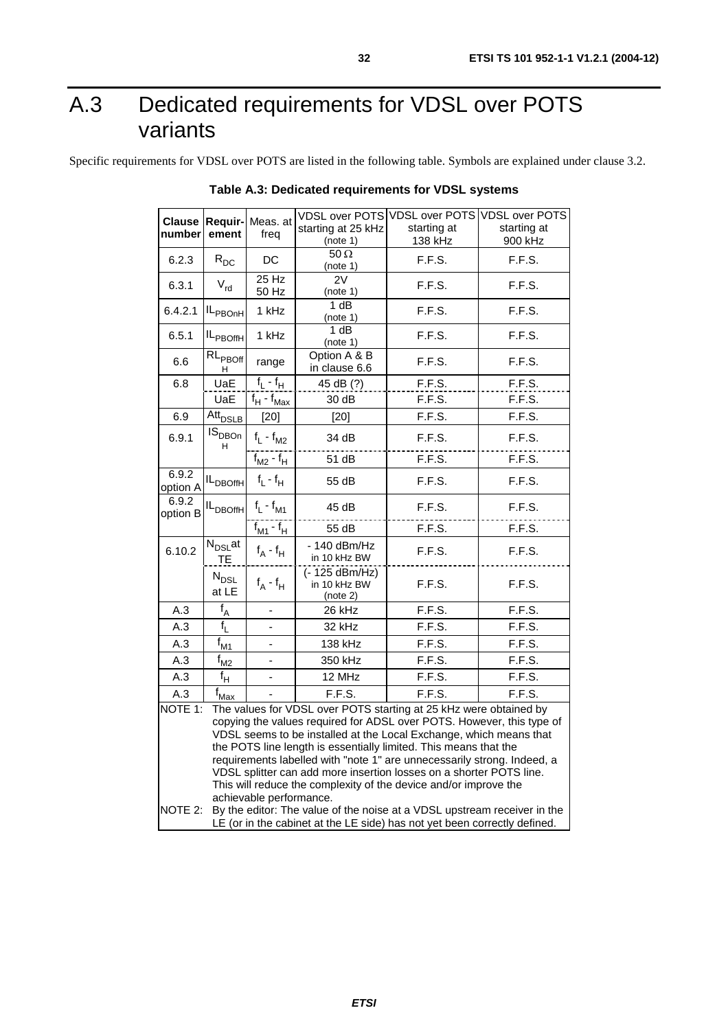# A.3 Dedicated requirements for VDSL over POTS variants

Specific requirements for VDSL over POTS are listed in the following table. Symbols are explained under clause 3.2.

**Table A.3: Dedicated requirements for VDSL systems**

| Clause number | Requirement | Meas. at freq | VDSL over POTS starting at 25 kHz (note 1) | VDSL over POTS starting at 138 kHz | VDSL over POTS starting at 900 kHz |
|---|---|---|---|---|---|
| 6.2.3 | $R_{DC}$ | DC | 50 Ω (note 1) | F.F.S. | F.F.S. |
| 6.3.1 | $V_{rd}$ | 25 Hz 50 Hz | 2V (note 1) | F.F.S. | F.F.S. |
| 6.4.2.1 | $IL_{PBOnH}$ | 1 kHz | 1 dB (note 1) | F.F.S. | F.F.S. |
| 6.5.1 | $IL_{PBOffH}$ | 1 kHz | 1 dB (note 1) | F.F.S. | F.F.S. |
| 6.6 | $RL_{PBOffH}$ | range | Option A & B in clause 6.6 | F.F.S. | F.F.S. |
| 6.8 | UaE | $f_L$ - $f_H$ | 45 dB (?) | F.F.S. | F.F.S. |
| | UaE | $f_H$ - $f_{Max}$ | 30 dB | F.F.S. | F.F.S. |
| 6.9 | $Att_{DSLB}$ | [20] | [20] | F.F.S. | F.F.S. |
| 6.9.1 | $IS_{DBOnH}$ | $f_L$ - $f_{M2}$ | 34 dB | F.F.S. | F.F.S. |
| | | $f_{M2}$ - $f_H$ | 51 dB | F.F.S. | F.F.S. |
| 6.9.2 option A | $IL_{DBOffH}$ | $f_L$ - $f_H$ | 55 dB | F.F.S. | F.F.S. |
| 6.9.2 option B | $IL_{DBOffH}$ | $f_L$ - $f_{M1}$ | 45 dB | F.F.S. | F.F.S. |
| | | $f_{M1}$ - $f_H$ | 55 dB | F.F.S. | F.F.S. |
| 6.10.2 | $N_{DSL}$ at TE | $f_A$ - $f_H$ | - 140 dBm/Hz in 10 kHz BW | F.F.S. | F.F.S. |
| | $N_{DSL}$ at LE | $f_A$ - $f_H$ | (- 125 dBm/Hz) in 10 kHz BW (note 2) | F.F.S. | F.F.S. |
| A.3 | $f_A$ | - | 26 kHz | F.F.S. | F.F.S. |
| A.3 | $f_L$ | - | 32 kHz | F.F.S. | F.F.S. |
| A.3 | $f_{M1}$ | - | 138 kHz | F.F.S. | F.F.S. |
| A.3 | $f_{M2}$ | - | 350 kHz | F.F.S. | F.F.S. |
| A.3 | $f_H$ | - | 12 MHz | F.F.S. | F.F.S. |
| A.3 | $f_{Max}$ | - | F.F.S. | F.F.S. | F.F.S. |

NOTE 1: The values for VDSL over POTS starting at 25 kHz were obtained by copying the values required for ADSL over POTS. However, this type of VDSL seems to be installed at the Local Exchange, which means that the POTS line length is essentially limited. This means that the requirements labelled with "note 1" are unnecessarily strong. Indeed, a VDSL splitter can add more insertion losses on a shorter POTS line. This will reduce the complexity of the device and/or improve the achievable performance.

NOTE 2: By the editor: The value of the noise at a VDSL upstream receiver in the LE (or in the cabinet at the LE side) has not yet been correctly defined.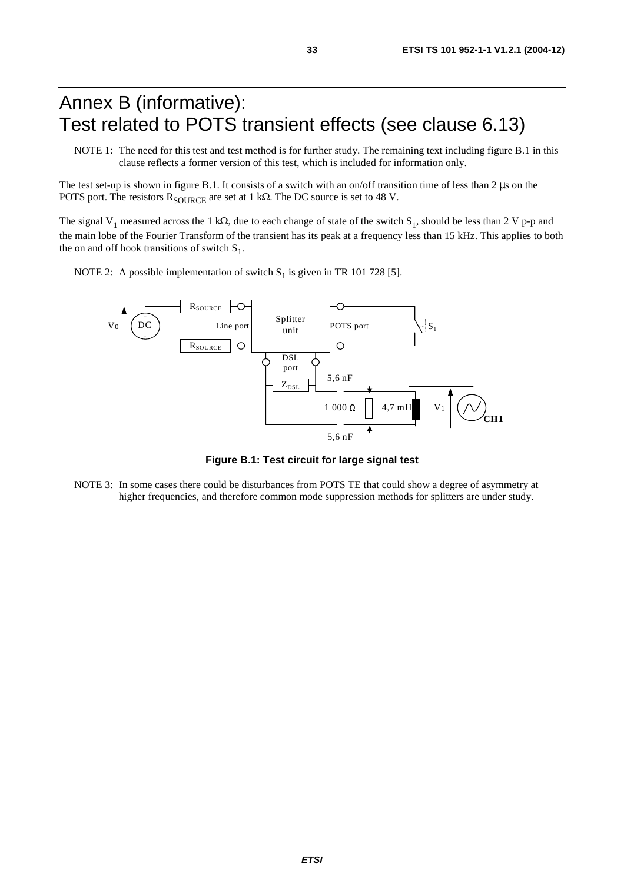# Annex B (informative): Test related to POTS transient effects (see clause 6.13)

NOTE 1: The need for this test and test method is for further study. The remaining text including figure B.1 in this clause reflects a former version of this test, which is included for information only.

The test set-up is shown in figure B.1. It consists of a switch with an on/off transition time of less than 2 µs on the POTS port. The resistors $R_{SOURCE}$ are set at 1 kΩ. The DC source is set to 48 V.

The signal $V_1$ measured across the 1 kΩ, due to each change of state of the switch $S_1$, should be less than 2 V p-p and the main lobe of the Fourier Transform of the transient has its peak at a frequency less than 15 kHz. This applies to both the on and off hook transitions of switch $S_1$.

NOTE 2: A possible implementation of switch $S_1$ is given in TR 101 728 [5].

**Figure B.1: Test circuit for large signal test**

NOTE 3: In some cases there could be disturbances from POTS TE that could show a degree of asymmetry at higher frequencies, and therefore common mode suppression methods for splitters are under study.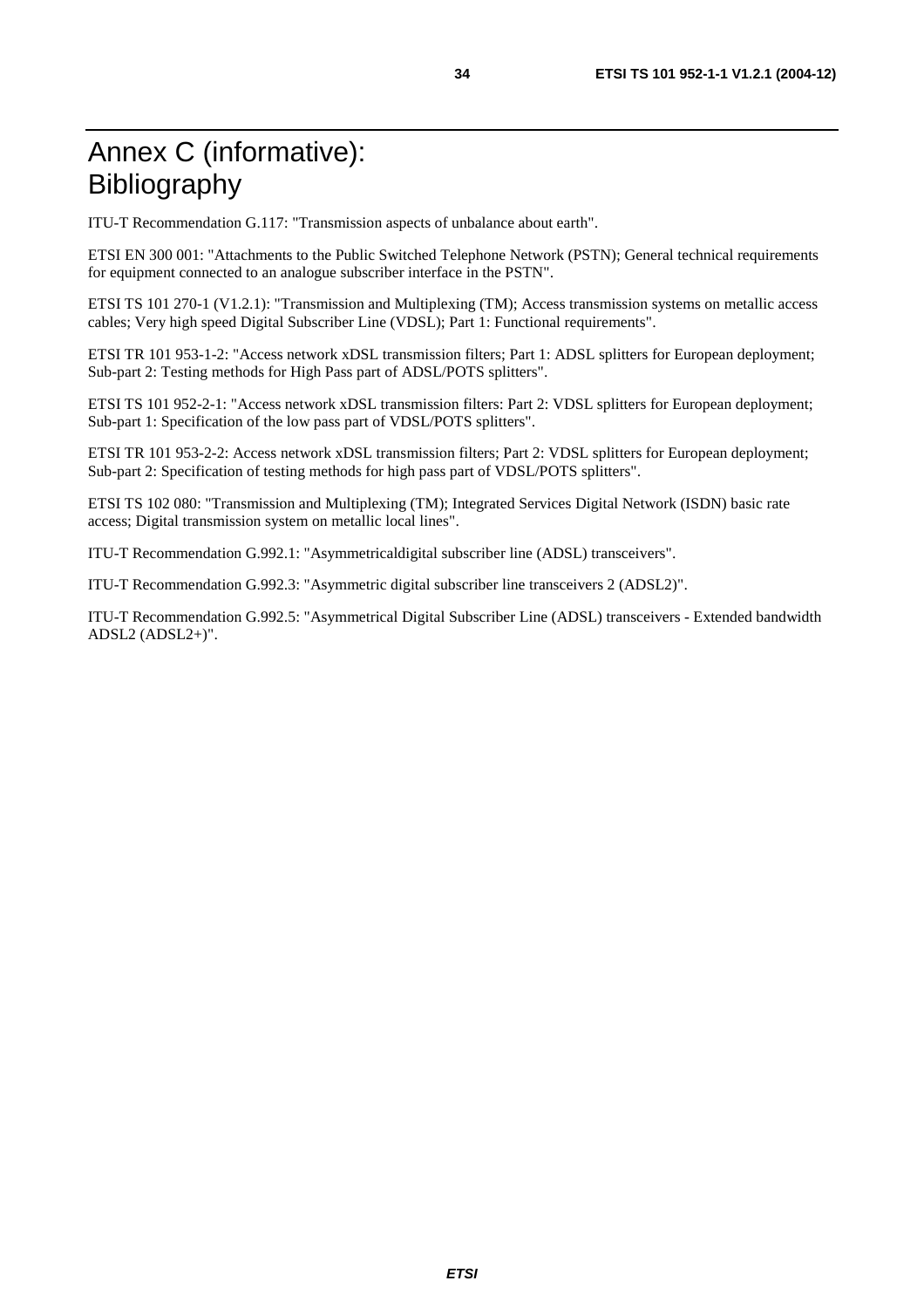# Annex C (informative): Bibliography

ITU-T Recommendation G.117: "Transmission aspects of unbalance about earth".

ETSI EN 300 001: "Attachments to the Public Switched Telephone Network (PSTN); General technical requirements for equipment connected to an analogue subscriber interface in the PSTN".

ETSI TS 101 270-1 (V1.2.1): "Transmission and Multiplexing (TM); Access transmission systems on metallic access cables; Very high speed Digital Subscriber Line (VDSL); Part 1: Functional requirements".

ETSI TR 101 953-1-2: "Access network xDSL transmission filters; Part 1: ADSL splitters for European deployment; Sub-part 2: Testing methods for High Pass part of ADSL/POTS splitters".

ETSI TS 101 952-2-1: "Access network xDSL transmission filters: Part 2: VDSL splitters for European deployment; Sub-part 1: Specification of the low pass part of VDSL/POTS splitters".

ETSI TR 101 953-2-2: Access network xDSL transmission filters; Part 2: VDSL splitters for European deployment; Sub-part 2: Specification of testing methods for high pass part of VDSL/POTS splitters".

ETSI TS 102 080: "Transmission and Multiplexing (TM); Integrated Services Digital Network (ISDN) basic rate access; Digital transmission system on metallic local lines".

ITU-T Recommendation G.992.1: "Asymmetricaldigital subscriber line (ADSL) transceivers".

ITU-T Recommendation G.992.3: "Asymmetric digital subscriber line transceivers 2 (ADSL2)".

ITU-T Recommendation G.992.5: "Asymmetrical Digital Subscriber Line (ADSL) transceivers - Extended bandwidth ADSL2 (ADSL2+)".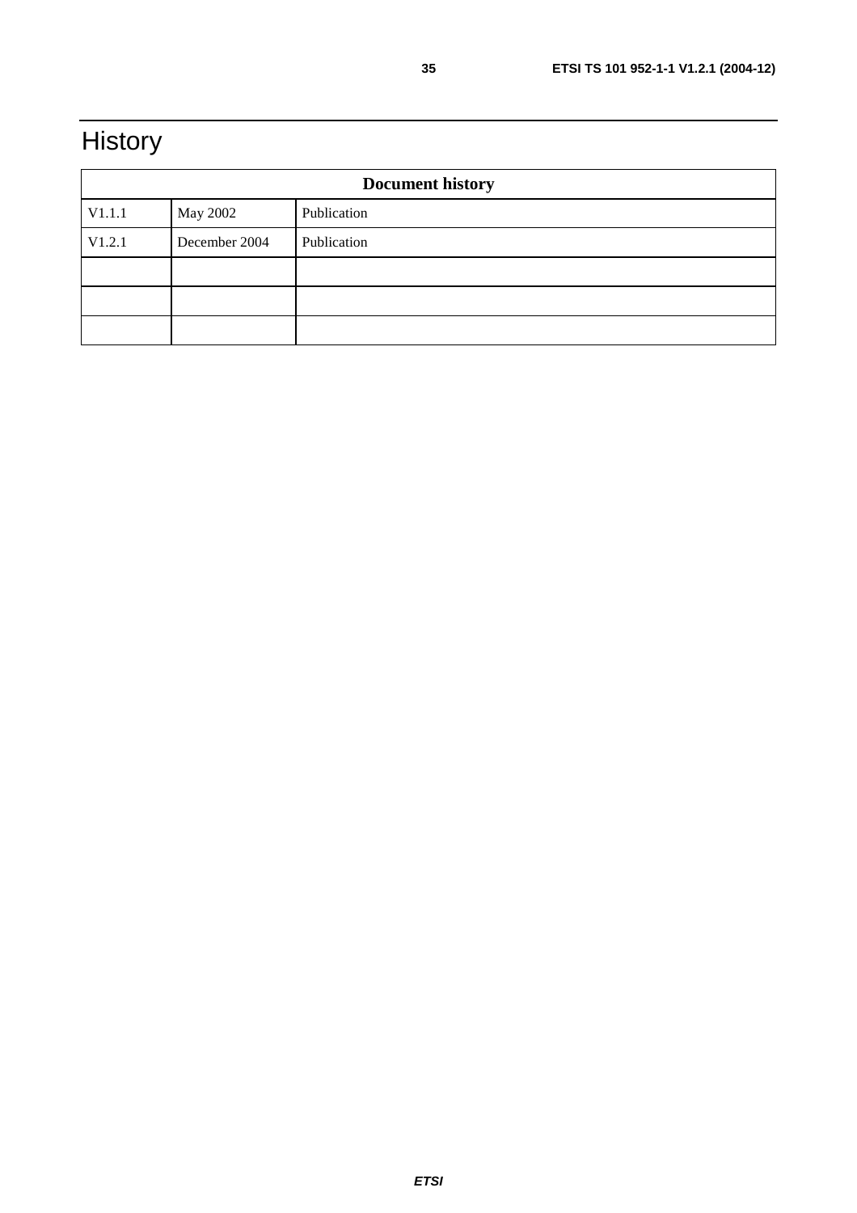# History

| Document history | | |
|---|---|---|
| V1.1.1 | May 2002 | Publication |
| V1.2.1 | December 2004 | Publication |
| | | |
| | | |
| | | |